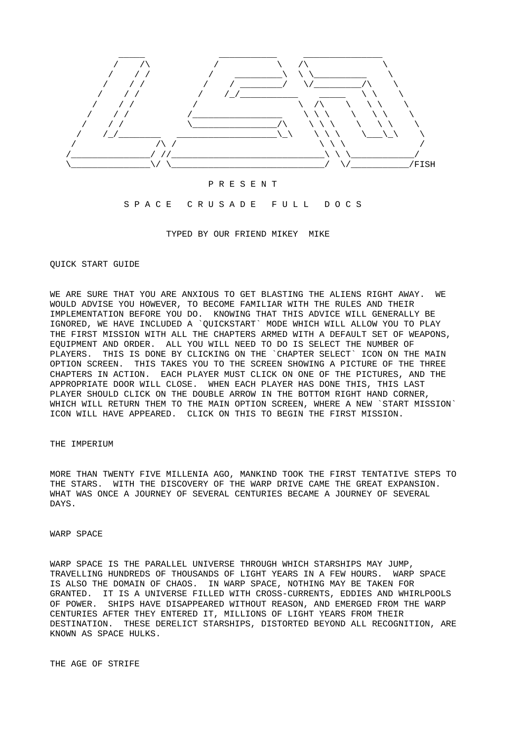```
          _____               ___________     _______________
         /    /\             /           \   /\              \
        /    / /            /    _________\  \ \___________   \
       /    / /            /    / _________/  \/__________/\   \
      /    / /            /    /_/_____________    ______  \ \   \
     /    / /            /                     \  /\     \   \ \   \
    /    / /            /___________________    \ \ \     \   \ \   \
   /    / /             \__________________/\    \ \ \     \   \ \   \
  /    /_/__________   ____________________\_\    \ \ \     \___\_\   \
 /                  /\ /                           \ \ \                /
/_________________/ //______________________________\ \ \_____________/
\_________________\/ \______________________________/  \/____________/FISH
```

P R E S E N T

S P A C E   C R U S A D E   F U L L   D O C S

TYPED BY OUR FRIEND MIKEY MIKE

QUICK START GUIDE

WE ARE SURE THAT YOU ARE ANXIOUS TO GET BLASTING THE ALIENS RIGHT AWAY. WE WOULD ADVISE YOU HOWEVER, TO BECOME FAMILIAR WITH THE RULES AND THEIR IMPLEMENTATION BEFORE YOU DO. KNOWING THAT THIS ADVICE WILL GENERALLY BE IGNORED, WE HAVE INCLUDED A `QUICKSTART` MODE WHICH WILL ALLOW YOU TO PLAY THE FIRST MISSION WITH ALL THE CHAPTERS ARMED WITH A DEFAULT SET OF WEAPONS, EQUIPMENT AND ORDER. ALL YOU WILL NEED TO DO IS SELECT THE NUMBER OF PLAYERS. THIS IS DONE BY CLICKING ON THE `CHAPTER SELECT` ICON ON THE MAIN OPTION SCREEN. THIS TAKES YOU TO THE SCREEN SHOWING A PICTURE OF THE THREE CHAPTERS IN ACTION. EACH PLAYER MUST CLICK ON ONE OF THE PICTURES, AND THE APPROPRIATE DOOR WILL CLOSE. WHEN EACH PLAYER HAS DONE THIS, THIS LAST PLAYER SHOULD CLICK ON THE DOUBLE ARROW IN THE BOTTOM RIGHT HAND CORNER, WHICH WILL RETURN THEM TO THE MAIN OPTION SCREEN, WHERE A NEW `START MISSION` ICON WILL HAVE APPEARED. CLICK ON THIS TO BEGIN THE FIRST MISSION.

THE IMPERIUM

MORE THAN TWENTY FIVE MILLENIA AGO, MANKIND TOOK THE FIRST TENTATIVE STEPS TO THE STARS. WITH THE DISCOVERY OF THE WARP DRIVE CAME THE GREAT EXPANSION. WHAT WAS ONCE A JOURNEY OF SEVERAL CENTURIES BECAME A JOURNEY OF SEVERAL DAYS.

WARP SPACE

WARP SPACE IS THE PARALLEL UNIVERSE THROUGH WHICH STARSHIPS MAY JUMP, TRAVELLING HUNDREDS OF THOUSANDS OF LIGHT YEARS IN A FEW HOURS. WARP SPACE IS ALSO THE DOMAIN OF CHAOS. IN WARP SPACE, NOTHING MAY BE TAKEN FOR GRANTED. IT IS A UNIVERSE FILLED WITH CROSS-CURRENTS, EDDIES AND WHIRLPOOLS OF POWER. SHIPS HAVE DISAPPEARED WITHOUT REASON, AND EMERGED FROM THE WARP CENTURIES AFTER THEY ENTERED IT, MILLIONS OF LIGHT YEARS FROM THEIR DESTINATION. THESE DERELICT STARSHIPS, DISTORTED BEYOND ALL RECOGNITION, ARE KNOWN AS SPACE HULKS.

THE AGE OF STRIFE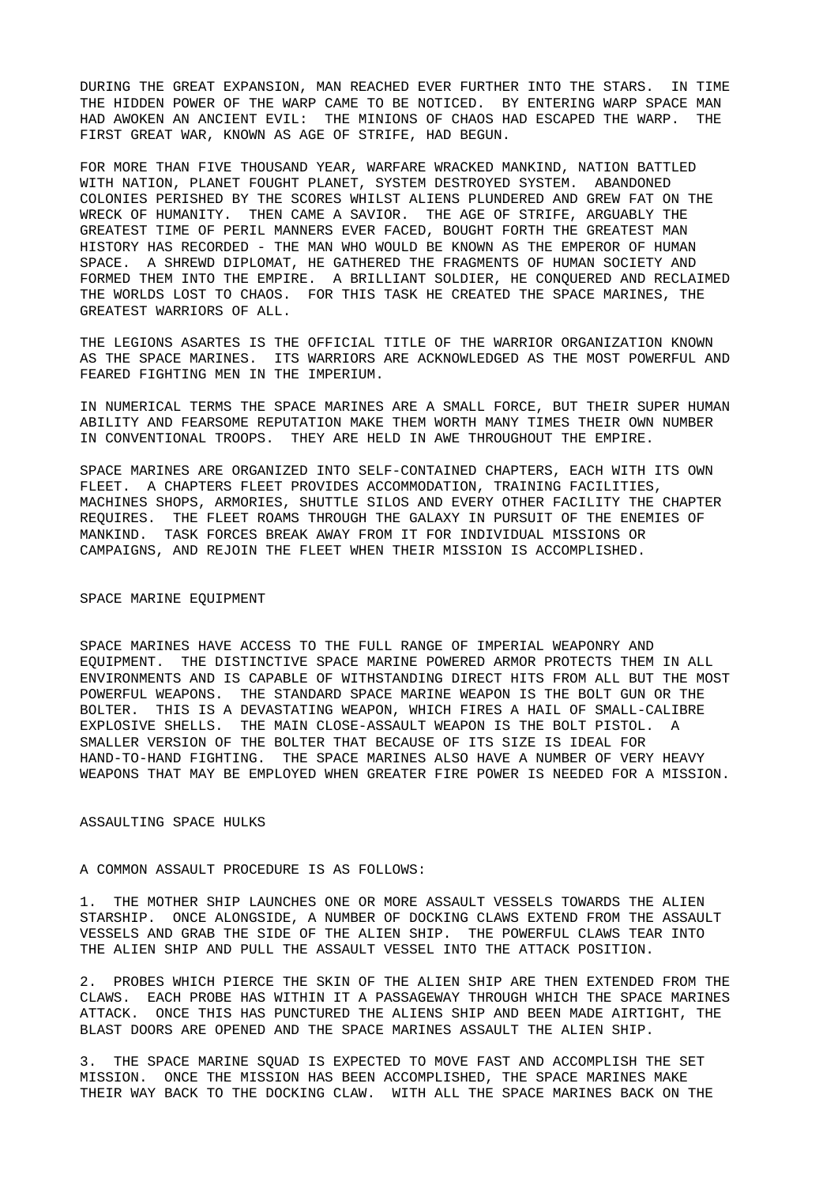DURING THE GREAT EXPANSION, MAN REACHED EVER FURTHER INTO THE STARS. IN TIME THE HIDDEN POWER OF THE WARP CAME TO BE NOTICED. BY ENTERING WARP SPACE MAN HAD AWOKEN AN ANCIENT EVIL: THE MINIONS OF CHAOS HAD ESCAPED THE WARP. THE FIRST GREAT WAR, KNOWN AS AGE OF STRIFE, HAD BEGUN.

FOR MORE THAN FIVE THOUSAND YEAR, WARFARE WRACKED MANKIND, NATION BATTLED WITH NATION, PLANET FOUGHT PLANET, SYSTEM DESTROYED SYSTEM. ABANDONED COLONIES PERISHED BY THE SCORES WHILST ALIENS PLUNDERED AND GREW FAT ON THE WRECK OF HUMANITY. THEN CAME A SAVIOR. THE AGE OF STRIFE, ARGUABLY THE GREATEST TIME OF PERIL MANNERS EVER FACED, BOUGHT FORTH THE GREATEST MAN HISTORY HAS RECORDED - THE MAN WHO WOULD BE KNOWN AS THE EMPEROR OF HUMAN SPACE. A SHREWD DIPLOMAT, HE GATHERED THE FRAGMENTS OF HUMAN SOCIETY AND FORMED THEM INTO THE EMPIRE. A BRILLIANT SOLDIER, HE CONQUERED AND RECLAIMED THE WORLDS LOST TO CHAOS. FOR THIS TASK HE CREATED THE SPACE MARINES, THE GREATEST WARRIORS OF ALL.

THE LEGIONS ASARTES IS THE OFFICIAL TITLE OF THE WARRIOR ORGANIZATION KNOWN AS THE SPACE MARINES. ITS WARRIORS ARE ACKNOWLEDGED AS THE MOST POWERFUL AND FEARED FIGHTING MEN IN THE IMPERIUM.

IN NUMERICAL TERMS THE SPACE MARINES ARE A SMALL FORCE, BUT THEIR SUPER HUMAN ABILITY AND FEARSOME REPUTATION MAKE THEM WORTH MANY TIMES THEIR OWN NUMBER IN CONVENTIONAL TROOPS. THEY ARE HELD IN AWE THROUGHOUT THE EMPIRE.

SPACE MARINES ARE ORGANIZED INTO SELF-CONTAINED CHAPTERS, EACH WITH ITS OWN FLEET. A CHAPTERS FLEET PROVIDES ACCOMMODATION, TRAINING FACILITIES, MACHINES SHOPS, ARMORIES, SHUTTLE SILOS AND EVERY OTHER FACILITY THE CHAPTER REQUIRES. THE FLEET ROAMS THROUGH THE GALAXY IN PURSUIT OF THE ENEMIES OF MANKIND. TASK FORCES BREAK AWAY FROM IT FOR INDIVIDUAL MISSIONS OR CAMPAIGNS, AND REJOIN THE FLEET WHEN THEIR MISSION IS ACCOMPLISHED.

## SPACE MARINE EQUIPMENT

SPACE MARINES HAVE ACCESS TO THE FULL RANGE OF IMPERIAL WEAPONRY AND EQUIPMENT. THE DISTINCTIVE SPACE MARINE POWERED ARMOR PROTECTS THEM IN ALL ENVIRONMENTS AND IS CAPABLE OF WITHSTANDING DIRECT HITS FROM ALL BUT THE MOST POWERFUL WEAPONS. THE STANDARD SPACE MARINE WEAPON IS THE BOLT GUN OR THE BOLTER. THIS IS A DEVASTATING WEAPON, WHICH FIRES A HAIL OF SMALL-CALIBRE EXPLOSIVE SHELLS. THE MAIN CLOSE-ASSAULT WEAPON IS THE BOLT PISTOL. A SMALLER VERSION OF THE BOLTER THAT BECAUSE OF ITS SIZE IS IDEAL FOR HAND-TO-HAND FIGHTING. THE SPACE MARINES ALSO HAVE A NUMBER OF VERY HEAVY WEAPONS THAT MAY BE EMPLOYED WHEN GREATER FIRE POWER IS NEEDED FOR A MISSION.

## ASSAULTING SPACE HULKS

A COMMON ASSAULT PROCEDURE IS AS FOLLOWS:

1. THE MOTHER SHIP LAUNCHES ONE OR MORE ASSAULT VESSELS TOWARDS THE ALIEN STARSHIP. ONCE ALONGSIDE, A NUMBER OF DOCKING CLAWS EXTEND FROM THE ASSAULT VESSELS AND GRAB THE SIDE OF THE ALIEN SHIP. THE POWERFUL CLAWS TEAR INTO THE ALIEN SHIP AND PULL THE ASSAULT VESSEL INTO THE ATTACK POSITION.

2. PROBES WHICH PIERCE THE SKIN OF THE ALIEN SHIP ARE THEN EXTENDED FROM THE CLAWS. EACH PROBE HAS WITHIN IT A PASSAGEWAY THROUGH WHICH THE SPACE MARINES ATTACK. ONCE THIS HAS PUNCTURED THE ALIENS SHIP AND BEEN MADE AIRTIGHT, THE BLAST DOORS ARE OPENED AND THE SPACE MARINES ASSAULT THE ALIEN SHIP.

3. THE SPACE MARINE SQUAD IS EXPECTED TO MOVE FAST AND ACCOMPLISH THE SET MISSION. ONCE THE MISSION HAS BEEN ACCOMPLISHED, THE SPACE MARINES MAKE THEIR WAY BACK TO THE DOCKING CLAW. WITH ALL THE SPACE MARINES BACK ON THE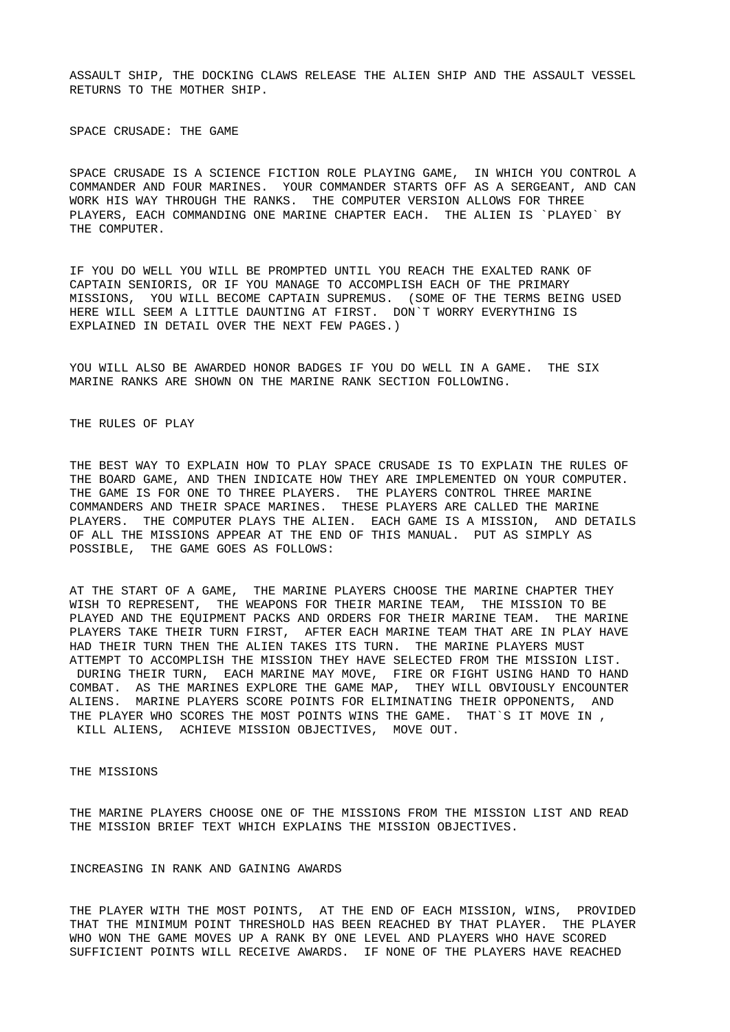ASSAULT SHIP, THE DOCKING CLAWS RELEASE THE ALIEN SHIP AND THE ASSAULT VESSEL RETURNS TO THE MOTHER SHIP.

## SPACE CRUSADE: THE GAME

SPACE CRUSADE IS A SCIENCE FICTION ROLE PLAYING GAME, IN WHICH YOU CONTROL A COMMANDER AND FOUR MARINES. YOUR COMMANDER STARTS OFF AS A SERGEANT, AND CAN WORK HIS WAY THROUGH THE RANKS. THE COMPUTER VERSION ALLOWS FOR THREE PLAYERS, EACH COMMANDING ONE MARINE CHAPTER EACH. THE ALIEN IS `PLAYED` BY THE COMPUTER.

IF YOU DO WELL YOU WILL BE PROMPTED UNTIL YOU REACH THE EXALTED RANK OF CAPTAIN SENIORIS, OR IF YOU MANAGE TO ACCOMPLISH EACH OF THE PRIMARY MISSIONS, YOU WILL BECOME CAPTAIN SUPREMUS. (SOME OF THE TERMS BEING USED HERE WILL SEEM A LITTLE DAUNTING AT FIRST. DON`T WORRY EVERYTHING IS EXPLAINED IN DETAIL OVER THE NEXT FEW PAGES.)

YOU WILL ALSO BE AWARDED HONOR BADGES IF YOU DO WELL IN A GAME. THE SIX MARINE RANKS ARE SHOWN ON THE MARINE RANK SECTION FOLLOWING.

## THE RULES OF PLAY

THE BEST WAY TO EXPLAIN HOW TO PLAY SPACE CRUSADE IS TO EXPLAIN THE RULES OF THE BOARD GAME, AND THEN INDICATE HOW THEY ARE IMPLEMENTED ON YOUR COMPUTER. THE GAME IS FOR ONE TO THREE PLAYERS. THE PLAYERS CONTROL THREE MARINE COMMANDERS AND THEIR SPACE MARINES. THESE PLAYERS ARE CALLED THE MARINE PLAYERS. THE COMPUTER PLAYS THE ALIEN. EACH GAME IS A MISSION, AND DETAILS OF ALL THE MISSIONS APPEAR AT THE END OF THIS MANUAL. PUT AS SIMPLY AS POSSIBLE, THE GAME GOES AS FOLLOWS:

AT THE START OF A GAME, THE MARINE PLAYERS CHOOSE THE MARINE CHAPTER THEY WISH TO REPRESENT, THE WEAPONS FOR THEIR MARINE TEAM, THE MISSION TO BE PLAYED AND THE EQUIPMENT PACKS AND ORDERS FOR THEIR MARINE TEAM. THE MARINE PLAYERS TAKE THEIR TURN FIRST, AFTER EACH MARINE TEAM THAT ARE IN PLAY HAVE HAD THEIR TURN THEN THE ALIEN TAKES ITS TURN. THE MARINE PLAYERS MUST ATTEMPT TO ACCOMPLISH THE MISSION THEY HAVE SELECTED FROM THE MISSION LIST. DURING THEIR TURN, EACH MARINE MAY MOVE, FIRE OR FIGHT USING HAND TO HAND COMBAT. AS THE MARINES EXPLORE THE GAME MAP, THEY WILL OBVIOUSLY ENCOUNTER ALIENS. MARINE PLAYERS SCORE POINTS FOR ELIMINATING THEIR OPPONENTS, AND THE PLAYER WHO SCORES THE MOST POINTS WINS THE GAME. THAT`S IT MOVE IN , KILL ALIENS, ACHIEVE MISSION OBJECTIVES, MOVE OUT.

## THE MISSIONS

THE MARINE PLAYERS CHOOSE ONE OF THE MISSIONS FROM THE MISSION LIST AND READ THE MISSION BRIEF TEXT WHICH EXPLAINS THE MISSION OBJECTIVES.

## INCREASING IN RANK AND GAINING AWARDS

THE PLAYER WITH THE MOST POINTS, AT THE END OF EACH MISSION, WINS, PROVIDED THAT THE MINIMUM POINT THRESHOLD HAS BEEN REACHED BY THAT PLAYER. THE PLAYER WHO WON THE GAME MOVES UP A RANK BY ONE LEVEL AND PLAYERS WHO HAVE SCORED SUFFICIENT POINTS WILL RECEIVE AWARDS. IF NONE OF THE PLAYERS HAVE REACHED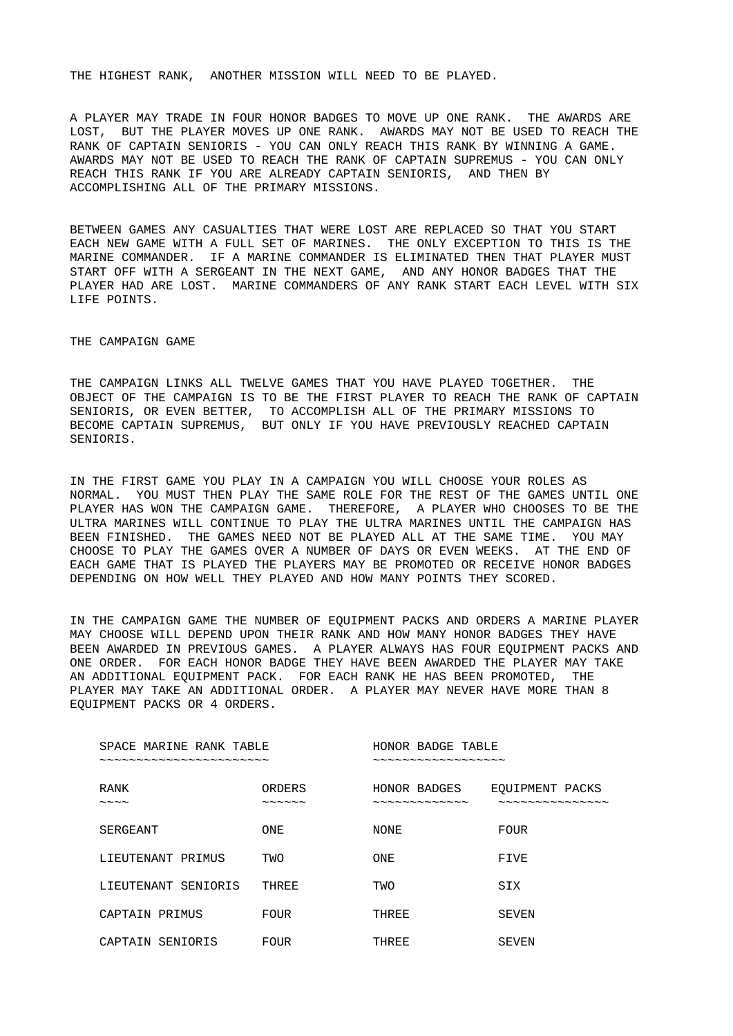THE HIGHEST RANK, ANOTHER MISSION WILL NEED TO BE PLAYED.

A PLAYER MAY TRADE IN FOUR HONOR BADGES TO MOVE UP ONE RANK. THE AWARDS ARE LOST, BUT THE PLAYER MOVES UP ONE RANK. AWARDS MAY NOT BE USED TO REACH THE RANK OF CAPTAIN SENIORIS - YOU CAN ONLY REACH THIS RANK BY WINNING A GAME. AWARDS MAY NOT BE USED TO REACH THE RANK OF CAPTAIN SUPREMUS - YOU CAN ONLY REACH THIS RANK IF YOU ARE ALREADY CAPTAIN SENIORIS, AND THEN BY ACCOMPLISHING ALL OF THE PRIMARY MISSIONS.

BETWEEN GAMES ANY CASUALTIES THAT WERE LOST ARE REPLACED SO THAT YOU START EACH NEW GAME WITH A FULL SET OF MARINES. THE ONLY EXCEPTION TO THIS IS THE MARINE COMMANDER. IF A MARINE COMMANDER IS ELIMINATED THEN THAT PLAYER MUST START OFF WITH A SERGEANT IN THE NEXT GAME, AND ANY HONOR BADGES THAT THE PLAYER HAD ARE LOST. MARINE COMMANDERS OF ANY RANK START EACH LEVEL WITH SIX LIFE POINTS.

## THE CAMPAIGN GAME

THE CAMPAIGN LINKS ALL TWELVE GAMES THAT YOU HAVE PLAYED TOGETHER. THE OBJECT OF THE CAMPAIGN IS TO BE THE FIRST PLAYER TO REACH THE RANK OF CAPTAIN SENIORIS, OR EVEN BETTER, TO ACCOMPLISH ALL OF THE PRIMARY MISSIONS TO BECOME CAPTAIN SUPREMUS, BUT ONLY IF YOU HAVE PREVIOUSLY REACHED CAPTAIN SENIORIS.

IN THE FIRST GAME YOU PLAY IN A CAMPAIGN YOU WILL CHOOSE YOUR ROLES AS NORMAL. YOU MUST THEN PLAY THE SAME ROLE FOR THE REST OF THE GAMES UNTIL ONE PLAYER HAS WON THE CAMPAIGN GAME. THEREFORE, A PLAYER WHO CHOOSES TO BE THE ULTRA MARINES WILL CONTINUE TO PLAY THE ULTRA MARINES UNTIL THE CAMPAIGN HAS BEEN FINISHED. THE GAMES NEED NOT BE PLAYED ALL AT THE SAME TIME. YOU MAY CHOOSE TO PLAY THE GAMES OVER A NUMBER OF DAYS OR EVEN WEEKS. AT THE END OF EACH GAME THAT IS PLAYED THE PLAYERS MAY BE PROMOTED OR RECEIVE HONOR BADGES DEPENDING ON HOW WELL THEY PLAYED AND HOW MANY POINTS THEY SCORED.

IN THE CAMPAIGN GAME THE NUMBER OF EQUIPMENT PACKS AND ORDERS A MARINE PLAYER MAY CHOOSE WILL DEPEND UPON THEIR RANK AND HOW MANY HONOR BADGES THEY HAVE BEEN AWARDED IN PREVIOUS GAMES. A PLAYER ALWAYS HAS FOUR EQUIPMENT PACKS AND ONE ORDER. FOR EACH HONOR BADGE THEY HAVE BEEN AWARDED THE PLAYER MAY TAKE AN ADDITIONAL EQUIPMENT PACK. FOR EACH RANK HE HAS BEEN PROMOTED, THE PLAYER MAY TAKE AN ADDITIONAL ORDER. A PLAYER MAY NEVER HAVE MORE THAN 8 EQUIPMENT PACKS OR 4 ORDERS.

| SPACE MARINE RANK TABLE | | HONOR BADGE TABLE | |
|---|---|---|---|
| RANK | ORDERS | HONOR BADGES | EQUIPMENT PACKS |
| SERGEANT | ONE | NONE | FOUR |
| LIEUTENANT PRIMUS | TWO | ONE | FIVE |
| LIEUTENANT SENIORIS | THREE | TWO | SIX |
| CAPTAIN PRIMUS | FOUR | THREE | SEVEN |
| CAPTAIN SENIORIS | FOUR | THREE | SEVEN |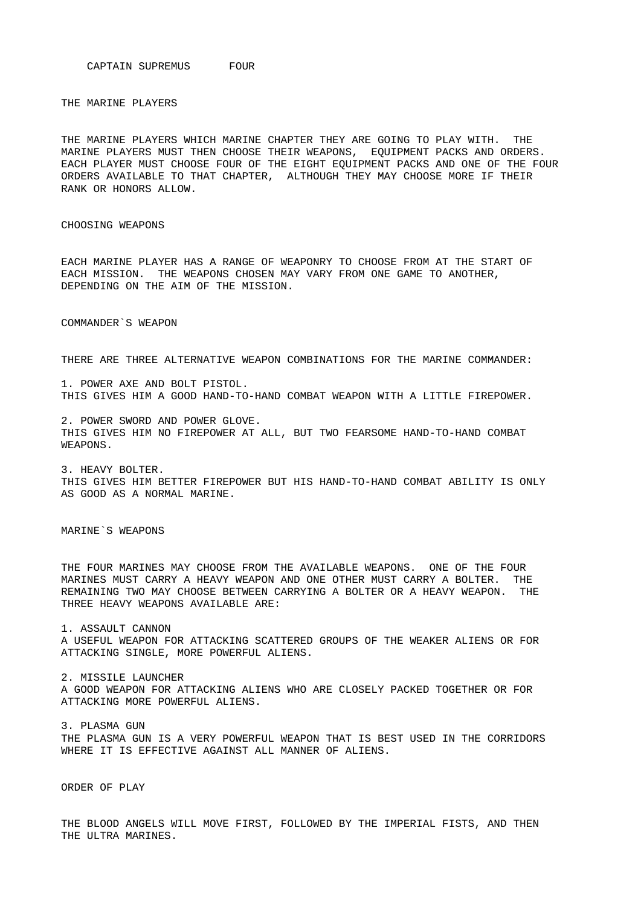CAPTAIN SUPREMUS      FOUR

## THE MARINE PLAYERS

THE MARINE PLAYERS WHICH MARINE CHAPTER THEY ARE GOING TO PLAY WITH.  THE MARINE PLAYERS MUST THEN CHOOSE THEIR WEAPONS,  EQUIPMENT PACKS AND ORDERS.  EACH PLAYER MUST CHOOSE FOUR OF THE EIGHT EQUIPMENT PACKS AND ONE OF THE FOUR ORDERS AVAILABLE TO THAT CHAPTER,  ALTHOUGH THEY MAY CHOOSE MORE IF THEIR RANK OR HONORS ALLOW.

## CHOOSING WEAPONS

EACH MARINE PLAYER HAS A RANGE OF WEAPONRY TO CHOOSE FROM AT THE START OF EACH MISSION.  THE WEAPONS CHOSEN MAY VARY FROM ONE GAME TO ANOTHER, DEPENDING ON THE AIM OF THE MISSION.

## COMMANDER`S WEAPON

THERE ARE THREE ALTERNATIVE WEAPON COMBINATIONS FOR THE MARINE COMMANDER:

1. POWER AXE AND BOLT PISTOL.
THIS GIVES HIM A GOOD HAND-TO-HAND COMBAT WEAPON WITH A LITTLE FIREPOWER.

2. POWER SWORD AND POWER GLOVE.
THIS GIVES HIM NO FIREPOWER AT ALL, BUT TWO FEARSOME HAND-TO-HAND COMBAT WEAPONS.

3. HEAVY BOLTER.
THIS GIVES HIM BETTER FIREPOWER BUT HIS HAND-TO-HAND COMBAT ABILITY IS ONLY AS GOOD AS A NORMAL MARINE.

## MARINE`S WEAPONS

THE FOUR MARINES MAY CHOOSE FROM THE AVAILABLE WEAPONS.  ONE OF THE FOUR MARINES MUST CARRY A HEAVY WEAPON AND ONE OTHER MUST CARRY A BOLTER.  THE REMAINING TWO MAY CHOOSE BETWEEN CARRYING A BOLTER OR A HEAVY WEAPON.  THE THREE HEAVY WEAPONS AVAILABLE ARE:

1. ASSAULT CANNON
A USEFUL WEAPON FOR ATTACKING SCATTERED GROUPS OF THE WEAKER ALIENS OR FOR ATTACKING SINGLE, MORE POWERFUL ALIENS.

2. MISSILE LAUNCHER
A GOOD WEAPON FOR ATTACKING ALIENS WHO ARE CLOSELY PACKED TOGETHER OR FOR ATTACKING MORE POWERFUL ALIENS.

3. PLASMA GUN
THE PLASMA GUN IS A VERY POWERFUL WEAPON THAT IS BEST USED IN THE CORRIDORS WHERE IT IS EFFECTIVE AGAINST ALL MANNER OF ALIENS.

## ORDER OF PLAY

THE BLOOD ANGELS WILL MOVE FIRST, FOLLOWED BY THE IMPERIAL FISTS, AND THEN THE ULTRA MARINES.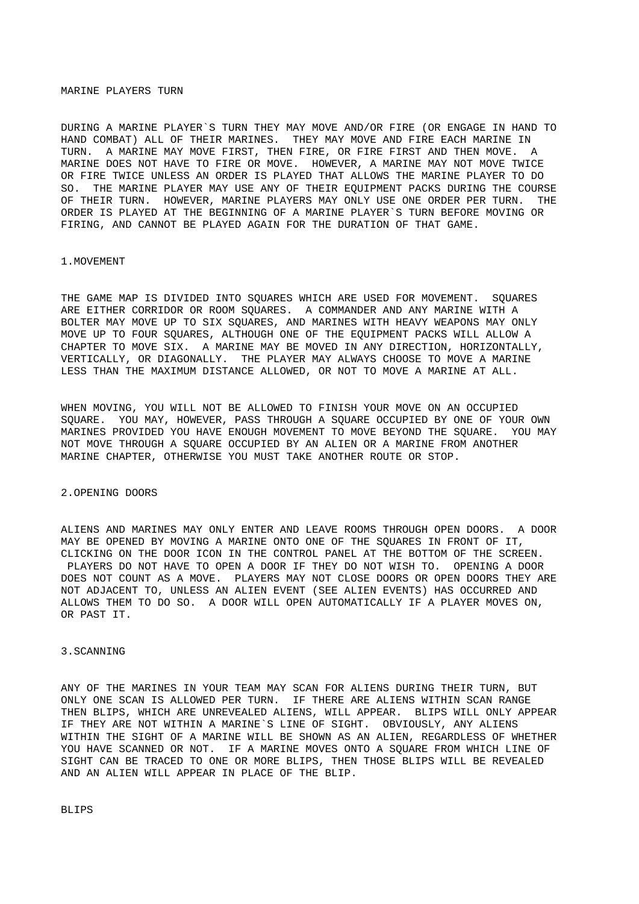## MARINE PLAYERS TURN

DURING A MARINE PLAYER`S TURN THEY MAY MOVE AND/OR FIRE (OR ENGAGE IN HAND TO HAND COMBAT) ALL OF THEIR MARINES. THEY MAY MOVE AND FIRE EACH MARINE IN TURN. A MARINE MAY MOVE FIRST, THEN FIRE, OR FIRE FIRST AND THEN MOVE. A MARINE DOES NOT HAVE TO FIRE OR MOVE. HOWEVER, A MARINE MAY NOT MOVE TWICE OR FIRE TWICE UNLESS AN ORDER IS PLAYED THAT ALLOWS THE MARINE PLAYER TO DO SO. THE MARINE PLAYER MAY USE ANY OF THEIR EQUIPMENT PACKS DURING THE COURSE OF THEIR TURN. HOWEVER, MARINE PLAYERS MAY ONLY USE ONE ORDER PER TURN. THE ORDER IS PLAYED AT THE BEGINNING OF A MARINE PLAYER`S TURN BEFORE MOVING OR FIRING, AND CANNOT BE PLAYED AGAIN FOR THE DURATION OF THAT GAME.

### 1.MOVEMENT

THE GAME MAP IS DIVIDED INTO SQUARES WHICH ARE USED FOR MOVEMENT. SQUARES ARE EITHER CORRIDOR OR ROOM SQUARES. A COMMANDER AND ANY MARINE WITH A BOLTER MAY MOVE UP TO SIX SQUARES, AND MARINES WITH HEAVY WEAPONS MAY ONLY MOVE UP TO FOUR SQUARES, ALTHOUGH ONE OF THE EQUIPMENT PACKS WILL ALLOW A CHAPTER TO MOVE SIX. A MARINE MAY BE MOVED IN ANY DIRECTION, HORIZONTALLY, VERTICALLY, OR DIAGONALLY. THE PLAYER MAY ALWAYS CHOOSE TO MOVE A MARINE LESS THAN THE MAXIMUM DISTANCE ALLOWED, OR NOT TO MOVE A MARINE AT ALL.

WHEN MOVING, YOU WILL NOT BE ALLOWED TO FINISH YOUR MOVE ON AN OCCUPIED SQUARE. YOU MAY, HOWEVER, PASS THROUGH A SQUARE OCCUPIED BY ONE OF YOUR OWN MARINES PROVIDED YOU HAVE ENOUGH MOVEMENT TO MOVE BEYOND THE SQUARE. YOU MAY NOT MOVE THROUGH A SQUARE OCCUPIED BY AN ALIEN OR A MARINE FROM ANOTHER MARINE CHAPTER, OTHERWISE YOU MUST TAKE ANOTHER ROUTE OR STOP.

### 2.OPENING DOORS

ALIENS AND MARINES MAY ONLY ENTER AND LEAVE ROOMS THROUGH OPEN DOORS. A DOOR MAY BE OPENED BY MOVING A MARINE ONTO ONE OF THE SQUARES IN FRONT OF IT, CLICKING ON THE DOOR ICON IN THE CONTROL PANEL AT THE BOTTOM OF THE SCREEN. PLAYERS DO NOT HAVE TO OPEN A DOOR IF THEY DO NOT WISH TO. OPENING A DOOR DOES NOT COUNT AS A MOVE. PLAYERS MAY NOT CLOSE DOORS OR OPEN DOORS THEY ARE NOT ADJACENT TO, UNLESS AN ALIEN EVENT (SEE ALIEN EVENTS) HAS OCCURRED AND ALLOWS THEM TO DO SO. A DOOR WILL OPEN AUTOMATICALLY IF A PLAYER MOVES ON, OR PAST IT.

### 3.SCANNING

ANY OF THE MARINES IN YOUR TEAM MAY SCAN FOR ALIENS DURING THEIR TURN, BUT ONLY ONE SCAN IS ALLOWED PER TURN. IF THERE ARE ALIENS WITHIN SCAN RANGE THEN BLIPS, WHICH ARE UNREVEALED ALIENS, WILL APPEAR. BLIPS WILL ONLY APPEAR IF THEY ARE NOT WITHIN A MARINE`S LINE OF SIGHT. OBVIOUSLY, ANY ALIENS WITHIN THE SIGHT OF A MARINE WILL BE SHOWN AS AN ALIEN, REGARDLESS OF WHETHER YOU HAVE SCANNED OR NOT. IF A MARINE MOVES ONTO A SQUARE FROM WHICH LINE OF SIGHT CAN BE TRACED TO ONE OR MORE BLIPS, THEN THOSE BLIPS WILL BE REVEALED AND AN ALIEN WILL APPEAR IN PLACE OF THE BLIP.

#### BLIPS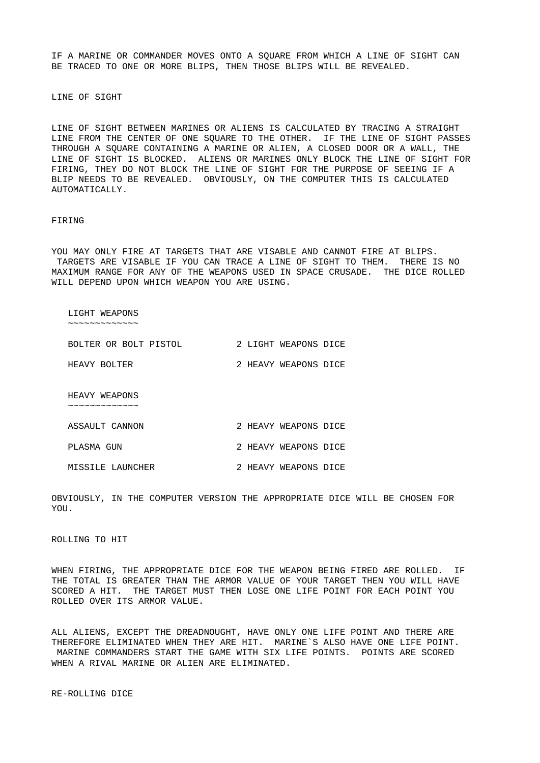IF A MARINE OR COMMANDER MOVES ONTO A SQUARE FROM WHICH A LINE OF SIGHT CAN BE TRACED TO ONE OR MORE BLIPS, THEN THOSE BLIPS WILL BE REVEALED.

## LINE OF SIGHT

LINE OF SIGHT BETWEEN MARINES OR ALIENS IS CALCULATED BY TRACING A STRAIGHT LINE FROM THE CENTER OF ONE SQUARE TO THE OTHER. IF THE LINE OF SIGHT PASSES THROUGH A SQUARE CONTAINING A MARINE OR ALIEN, A CLOSED DOOR OR A WALL, THE LINE OF SIGHT IS BLOCKED. ALIENS OR MARINES ONLY BLOCK THE LINE OF SIGHT FOR FIRING, THEY DO NOT BLOCK THE LINE OF SIGHT FOR THE PURPOSE OF SEEING IF A BLIP NEEDS TO BE REVEALED. OBVIOUSLY, ON THE COMPUTER THIS IS CALCULATED AUTOMATICALLY.

## FIRING

YOU MAY ONLY FIRE AT TARGETS THAT ARE VISABLE AND CANNOT FIRE AT BLIPS. TARGETS ARE VISABLE IF YOU CAN TRACE A LINE OF SIGHT TO THEM. THERE IS NO MAXIMUM RANGE FOR ANY OF THE WEAPONS USED IN SPACE CRUSADE. THE DICE ROLLED WILL DEPEND UPON WHICH WEAPON YOU ARE USING.

### LIGHT WEAPONS

| | |
|---|---|
| BOLTER OR BOLT PISTOL | 2 LIGHT WEAPONS DICE |
| HEAVY BOLTER | 2 HEAVY WEAPONS DICE |

### HEAVY WEAPONS

| | |
|---|---|
| ASSAULT CANNON | 2 HEAVY WEAPONS DICE |
| PLASMA GUN | 2 HEAVY WEAPONS DICE |
| MISSILE LAUNCHER | 2 HEAVY WEAPONS DICE |

OBVIOUSLY, IN THE COMPUTER VERSION THE APPROPRIATE DICE WILL BE CHOSEN FOR YOU.

## ROLLING TO HIT

WHEN FIRING, THE APPROPRIATE DICE FOR THE WEAPON BEING FIRED ARE ROLLED. IF THE TOTAL IS GREATER THAN THE ARMOR VALUE OF YOUR TARGET THEN YOU WILL HAVE SCORED A HIT. THE TARGET MUST THEN LOSE ONE LIFE POINT FOR EACH POINT YOU ROLLED OVER ITS ARMOR VALUE.

ALL ALIENS, EXCEPT THE DREADNOUGHT, HAVE ONLY ONE LIFE POINT AND THERE ARE THEREFORE ELIMINATED WHEN THEY ARE HIT. MARINE`S ALSO HAVE ONE LIFE POINT. MARINE COMMANDERS START THE GAME WITH SIX LIFE POINTS. POINTS ARE SCORED WHEN A RIVAL MARINE OR ALIEN ARE ELIMINATED.

## RE-ROLLING DICE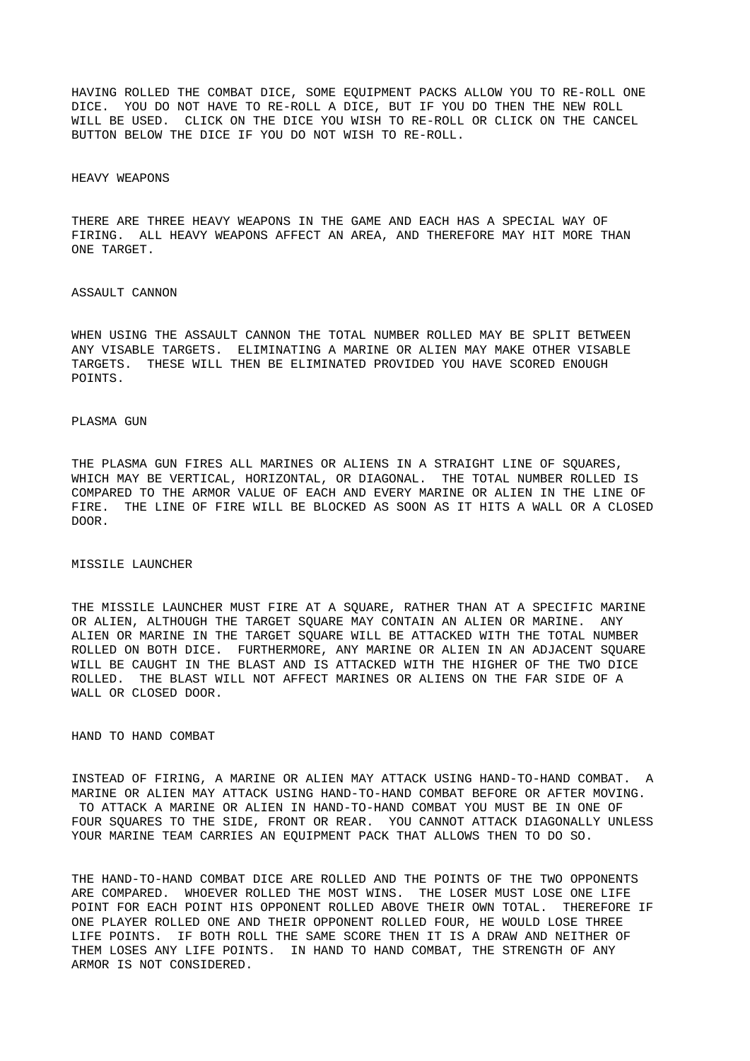HAVING ROLLED THE COMBAT DICE, SOME EQUIPMENT PACKS ALLOW YOU TO RE-ROLL ONE DICE. YOU DO NOT HAVE TO RE-ROLL A DICE, BUT IF YOU DO THEN THE NEW ROLL WILL BE USED. CLICK ON THE DICE YOU WISH TO RE-ROLL OR CLICK ON THE CANCEL BUTTON BELOW THE DICE IF YOU DO NOT WISH TO RE-ROLL.

## HEAVY WEAPONS

THERE ARE THREE HEAVY WEAPONS IN THE GAME AND EACH HAS A SPECIAL WAY OF FIRING. ALL HEAVY WEAPONS AFFECT AN AREA, AND THEREFORE MAY HIT MORE THAN ONE TARGET.

### ASSAULT CANNON

WHEN USING THE ASSAULT CANNON THE TOTAL NUMBER ROLLED MAY BE SPLIT BETWEEN ANY VISABLE TARGETS. ELIMINATING A MARINE OR ALIEN MAY MAKE OTHER VISABLE TARGETS. THESE WILL THEN BE ELIMINATED PROVIDED YOU HAVE SCORED ENOUGH POINTS.

### PLASMA GUN

THE PLASMA GUN FIRES ALL MARINES OR ALIENS IN A STRAIGHT LINE OF SQUARES, WHICH MAY BE VERTICAL, HORIZONTAL, OR DIAGONAL. THE TOTAL NUMBER ROLLED IS COMPARED TO THE ARMOR VALUE OF EACH AND EVERY MARINE OR ALIEN IN THE LINE OF FIRE. THE LINE OF FIRE WILL BE BLOCKED AS SOON AS IT HITS A WALL OR A CLOSED DOOR.

### MISSILE LAUNCHER

THE MISSILE LAUNCHER MUST FIRE AT A SQUARE, RATHER THAN AT A SPECIFIC MARINE OR ALIEN, ALTHOUGH THE TARGET SQUARE MAY CONTAIN AN ALIEN OR MARINE. ANY ALIEN OR MARINE IN THE TARGET SQUARE WILL BE ATTACKED WITH THE TOTAL NUMBER ROLLED ON BOTH DICE. FURTHERMORE, ANY MARINE OR ALIEN IN AN ADJACENT SQUARE WILL BE CAUGHT IN THE BLAST AND IS ATTACKED WITH THE HIGHER OF THE TWO DICE ROLLED. THE BLAST WILL NOT AFFECT MARINES OR ALIENS ON THE FAR SIDE OF A WALL OR CLOSED DOOR.

## HAND TO HAND COMBAT

INSTEAD OF FIRING, A MARINE OR ALIEN MAY ATTACK USING HAND-TO-HAND COMBAT. A MARINE OR ALIEN MAY ATTACK USING HAND-TO-HAND COMBAT BEFORE OR AFTER MOVING. TO ATTACK A MARINE OR ALIEN IN HAND-TO-HAND COMBAT YOU MUST BE IN ONE OF FOUR SQUARES TO THE SIDE, FRONT OR REAR. YOU CANNOT ATTACK DIAGONALLY UNLESS YOUR MARINE TEAM CARRIES AN EQUIPMENT PACK THAT ALLOWS THEN TO DO SO.

THE HAND-TO-HAND COMBAT DICE ARE ROLLED AND THE POINTS OF THE TWO OPPONENTS ARE COMPARED. WHOEVER ROLLED THE MOST WINS. THE LOSER MUST LOSE ONE LIFE POINT FOR EACH POINT HIS OPPONENT ROLLED ABOVE THEIR OWN TOTAL. THEREFORE IF ONE PLAYER ROLLED ONE AND THEIR OPPONENT ROLLED FOUR, HE WOULD LOSE THREE LIFE POINTS. IF BOTH ROLL THE SAME SCORE THEN IT IS A DRAW AND NEITHER OF THEM LOSES ANY LIFE POINTS. IN HAND TO HAND COMBAT, THE STRENGTH OF ANY ARMOR IS NOT CONSIDERED.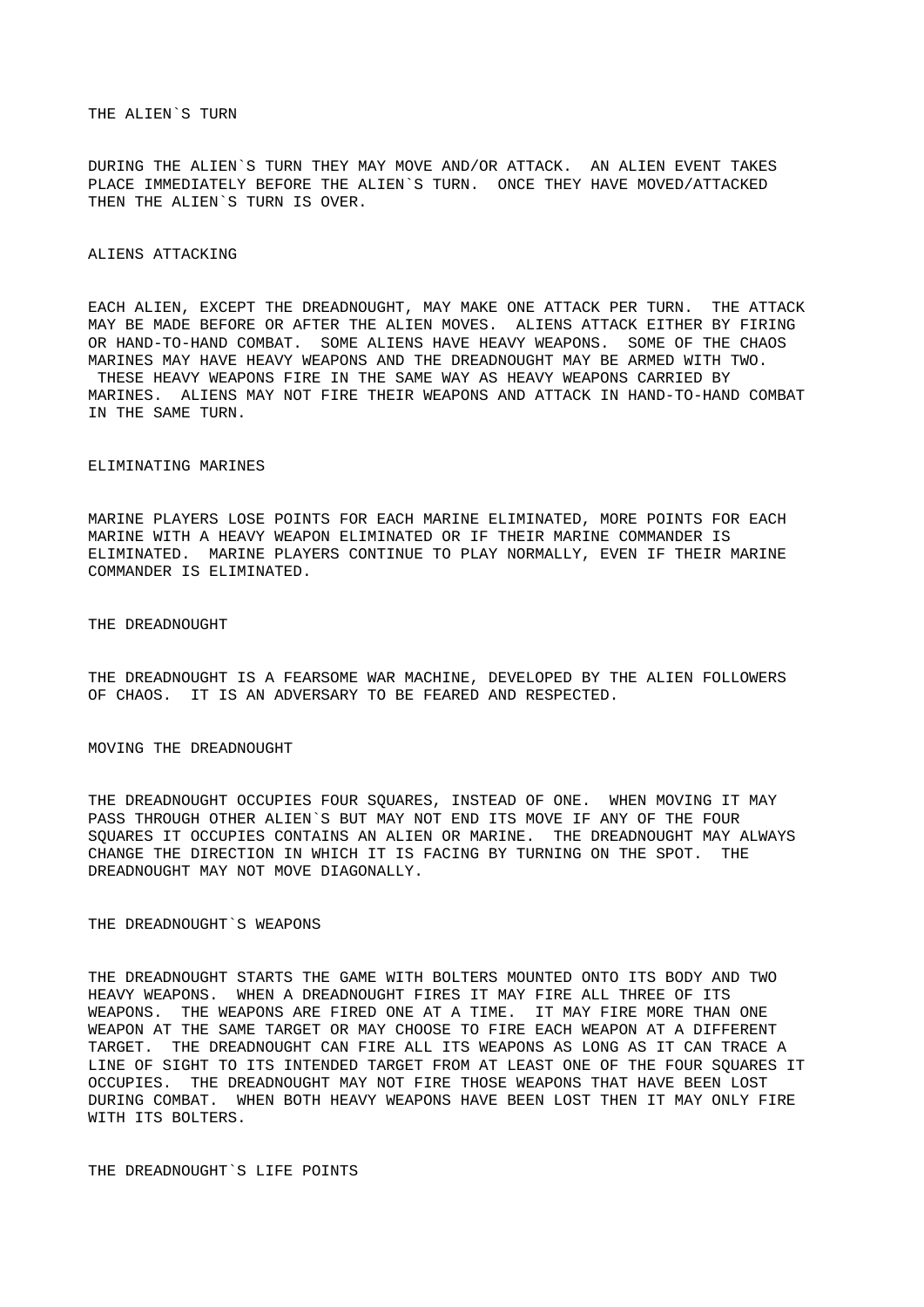## THE ALIEN`S TURN

DURING THE ALIEN`S TURN THEY MAY MOVE AND/OR ATTACK. AN ALIEN EVENT TAKES PLACE IMMEDIATELY BEFORE THE ALIEN`S TURN. ONCE THEY HAVE MOVED/ATTACKED THEN THE ALIEN`S TURN IS OVER.

## ALIENS ATTACKING

EACH ALIEN, EXCEPT THE DREADNOUGHT, MAY MAKE ONE ATTACK PER TURN. THE ATTACK MAY BE MADE BEFORE OR AFTER THE ALIEN MOVES. ALIENS ATTACK EITHER BY FIRING OR HAND-TO-HAND COMBAT. SOME ALIENS HAVE HEAVY WEAPONS. SOME OF THE CHAOS MARINES MAY HAVE HEAVY WEAPONS AND THE DREADNOUGHT MAY BE ARMED WITH TWO. THESE HEAVY WEAPONS FIRE IN THE SAME WAY AS HEAVY WEAPONS CARRIED BY MARINES. ALIENS MAY NOT FIRE THEIR WEAPONS AND ATTACK IN HAND-TO-HAND COMBAT IN THE SAME TURN.

## ELIMINATING MARINES

MARINE PLAYERS LOSE POINTS FOR EACH MARINE ELIMINATED, MORE POINTS FOR EACH MARINE WITH A HEAVY WEAPON ELIMINATED OR IF THEIR MARINE COMMANDER IS ELIMINATED. MARINE PLAYERS CONTINUE TO PLAY NORMALLY, EVEN IF THEIR MARINE COMMANDER IS ELIMINATED.

## THE DREADNOUGHT

THE DREADNOUGHT IS A FEARSOME WAR MACHINE, DEVELOPED BY THE ALIEN FOLLOWERS OF CHAOS. IT IS AN ADVERSARY TO BE FEARED AND RESPECTED.

## MOVING THE DREADNOUGHT

THE DREADNOUGHT OCCUPIES FOUR SQUARES, INSTEAD OF ONE. WHEN MOVING IT MAY PASS THROUGH OTHER ALIEN`S BUT MAY NOT END ITS MOVE IF ANY OF THE FOUR SQUARES IT OCCUPIES CONTAINS AN ALIEN OR MARINE. THE DREADNOUGHT MAY ALWAYS CHANGE THE DIRECTION IN WHICH IT IS FACING BY TURNING ON THE SPOT. THE DREADNOUGHT MAY NOT MOVE DIAGONALLY.

## THE DREADNOUGHT`S WEAPONS

THE DREADNOUGHT STARTS THE GAME WITH BOLTERS MOUNTED ONTO ITS BODY AND TWO HEAVY WEAPONS. WHEN A DREADNOUGHT FIRES IT MAY FIRE ALL THREE OF ITS WEAPONS. THE WEAPONS ARE FIRED ONE AT A TIME. IT MAY FIRE MORE THAN ONE WEAPON AT THE SAME TARGET OR MAY CHOOSE TO FIRE EACH WEAPON AT A DIFFERENT TARGET. THE DREADNOUGHT CAN FIRE ALL ITS WEAPONS AS LONG AS IT CAN TRACE A LINE OF SIGHT TO ITS INTENDED TARGET FROM AT LEAST ONE OF THE FOUR SQUARES IT OCCUPIES. THE DREADNOUGHT MAY NOT FIRE THOSE WEAPONS THAT HAVE BEEN LOST DURING COMBAT. WHEN BOTH HEAVY WEAPONS HAVE BEEN LOST THEN IT MAY ONLY FIRE WITH ITS BOLTERS.

## THE DREADNOUGHT`S LIFE POINTS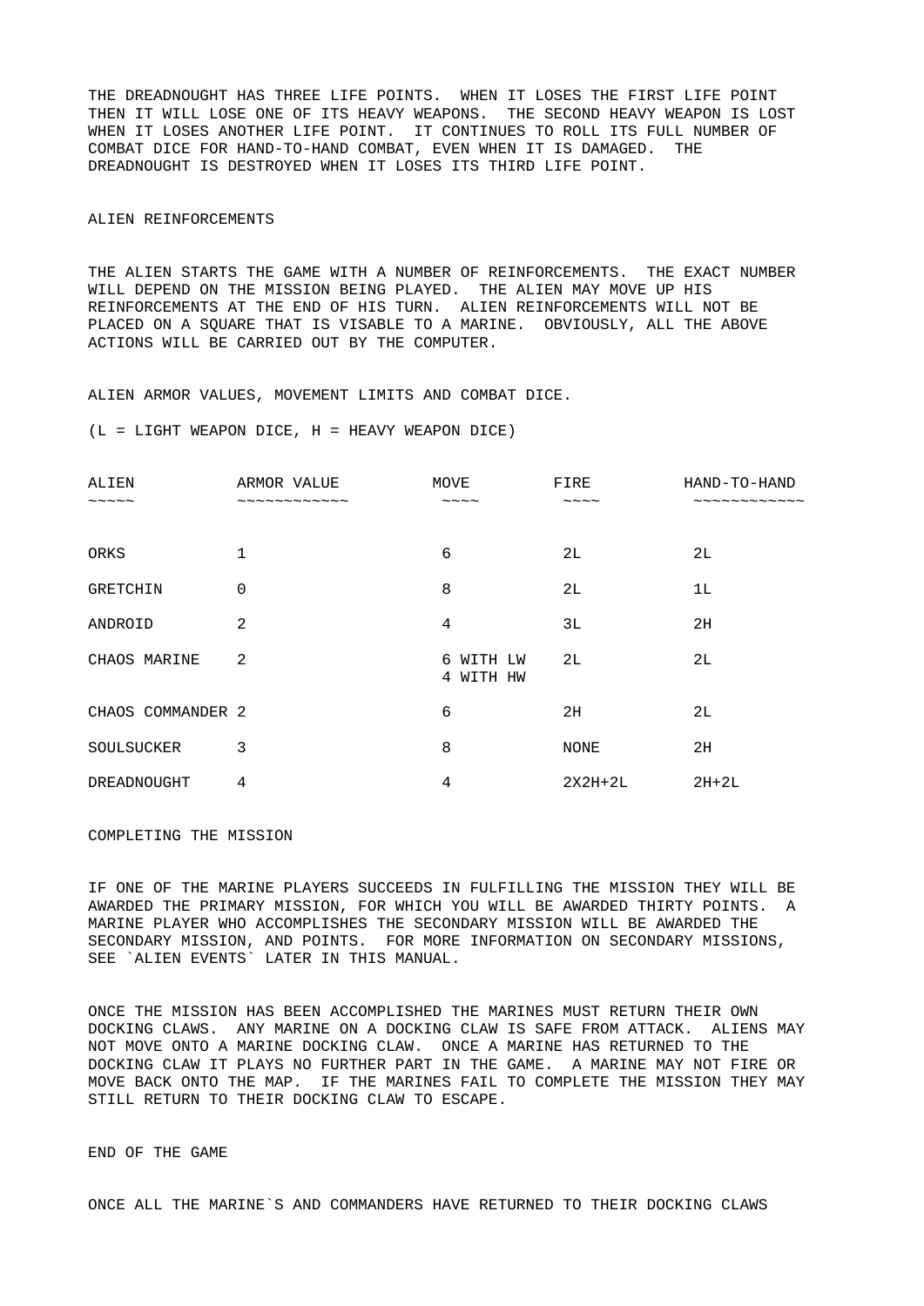THE DREADNOUGHT HAS THREE LIFE POINTS. WHEN IT LOSES THE FIRST LIFE POINT THEN IT WILL LOSE ONE OF ITS HEAVY WEAPONS. THE SECOND HEAVY WEAPON IS LOST WHEN IT LOSES ANOTHER LIFE POINT. IT CONTINUES TO ROLL ITS FULL NUMBER OF COMBAT DICE FOR HAND-TO-HAND COMBAT, EVEN WHEN IT IS DAMAGED. THE DREADNOUGHT IS DESTROYED WHEN IT LOSES ITS THIRD LIFE POINT.

## ALIEN REINFORCEMENTS

THE ALIEN STARTS THE GAME WITH A NUMBER OF REINFORCEMENTS. THE EXACT NUMBER WILL DEPEND ON THE MISSION BEING PLAYED. THE ALIEN MAY MOVE UP HIS REINFORCEMENTS AT THE END OF HIS TURN. ALIEN REINFORCEMENTS WILL NOT BE PLACED ON A SQUARE THAT IS VISABLE TO A MARINE. OBVIOUSLY, ALL THE ABOVE ACTIONS WILL BE CARRIED OUT BY THE COMPUTER.

## ALIEN ARMOR VALUES, MOVEMENT LIMITS AND COMBAT DICE.

(L = LIGHT WEAPON DICE, H = HEAVY WEAPON DICE)

| ALIEN | ARMOR VALUE | MOVE | FIRE | HAND-TO-HAND |
|---|---|---|---|---|
| ORKS | 1 | 6 | 2L | 2L |
| GRETCHIN | 0 | 8 | 2L | 1L |
| ANDROID | 2 | 4 | 3L | 2H |
| CHAOS MARINE | 2 | 6 WITH LW<br>4 WITH HW | 2L | 2L |
| CHAOS COMMANDER | 2 | 6 | 2H | 2L |
| SOULSUCKER | 3 | 8 | NONE | 2H |
| DREADNOUGHT | 4 | 4 | 2X2H+2L | 2H+2L |

## COMPLETING THE MISSION

IF ONE OF THE MARINE PLAYERS SUCCEEDS IN FULFILLING THE MISSION THEY WILL BE AWARDED THE PRIMARY MISSION, FOR WHICH YOU WILL BE AWARDED THIRTY POINTS. A MARINE PLAYER WHO ACCOMPLISHES THE SECONDARY MISSION WILL BE AWARDED THE SECONDARY MISSION, AND POINTS. FOR MORE INFORMATION ON SECONDARY MISSIONS, SEE `ALIEN EVENTS` LATER IN THIS MANUAL.

ONCE THE MISSION HAS BEEN ACCOMPLISHED THE MARINES MUST RETURN THEIR OWN DOCKING CLAWS. ANY MARINE ON A DOCKING CLAW IS SAFE FROM ATTACK. ALIENS MAY NOT MOVE ONTO A MARINE DOCKING CLAW. ONCE A MARINE HAS RETURNED TO THE DOCKING CLAW IT PLAYS NO FURTHER PART IN THE GAME. A MARINE MAY NOT FIRE OR MOVE BACK ONTO THE MAP. IF THE MARINES FAIL TO COMPLETE THE MISSION THEY MAY STILL RETURN TO THEIR DOCKING CLAW TO ESCAPE.

## END OF THE GAME

ONCE ALL THE MARINE`S AND COMMANDERS HAVE RETURNED TO THEIR DOCKING CLAWS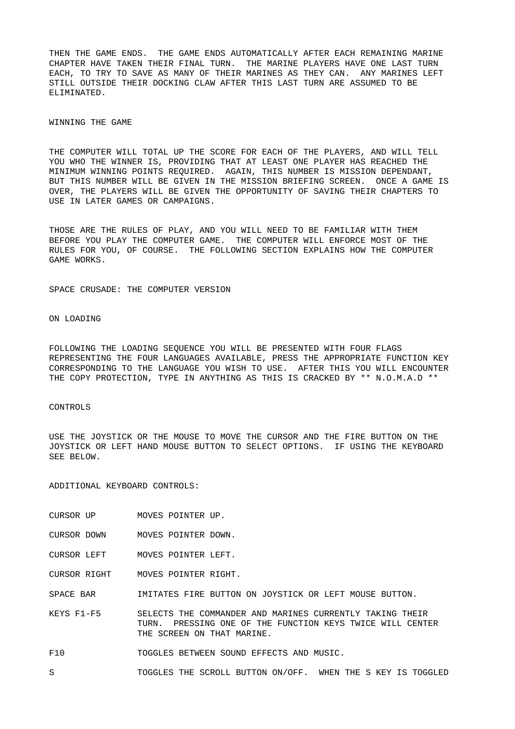THEN THE GAME ENDS. THE GAME ENDS AUTOMATICALLY AFTER EACH REMAINING MARINE CHAPTER HAVE TAKEN THEIR FINAL TURN. THE MARINE PLAYERS HAVE ONE LAST TURN EACH, TO TRY TO SAVE AS MANY OF THEIR MARINES AS THEY CAN. ANY MARINES LEFT STILL OUTSIDE THEIR DOCKING CLAW AFTER THIS LAST TURN ARE ASSUMED TO BE ELIMINATED.

## WINNING THE GAME

THE COMPUTER WILL TOTAL UP THE SCORE FOR EACH OF THE PLAYERS, AND WILL TELL YOU WHO THE WINNER IS, PROVIDING THAT AT LEAST ONE PLAYER HAS REACHED THE MINIMUM WINNING POINTS REQUIRED. AGAIN, THIS NUMBER IS MISSION DEPENDANT, BUT THIS NUMBER WILL BE GIVEN IN THE MISSION BRIEFING SCREEN. ONCE A GAME IS OVER, THE PLAYERS WILL BE GIVEN THE OPPORTUNITY OF SAVING THEIR CHAPTERS TO USE IN LATER GAMES OR CAMPAIGNS.

THOSE ARE THE RULES OF PLAY, AND YOU WILL NEED TO BE FAMILIAR WITH THEM BEFORE YOU PLAY THE COMPUTER GAME. THE COMPUTER WILL ENFORCE MOST OF THE RULES FOR YOU, OF COURSE. THE FOLLOWING SECTION EXPLAINS HOW THE COMPUTER GAME WORKS.

# SPACE CRUSADE: THE COMPUTER VERSION

## ON LOADING

FOLLOWING THE LOADING SEQUENCE YOU WILL BE PRESENTED WITH FOUR FLAGS REPRESENTING THE FOUR LANGUAGES AVAILABLE, PRESS THE APPROPRIATE FUNCTION KEY CORRESPONDING TO THE LANGUAGE YOU WISH TO USE. AFTER THIS YOU WILL ENCOUNTER THE COPY PROTECTION, TYPE IN ANYTHING AS THIS IS CRACKED BY ** N.O.M.A.D **

## CONTROLS

USE THE JOYSTICK OR THE MOUSE TO MOVE THE CURSOR AND THE FIRE BUTTON ON THE JOYSTICK OR LEFT HAND MOUSE BUTTON TO SELECT OPTIONS. IF USING THE KEYBOARD SEE BELOW.

## ADDITIONAL KEYBOARD CONTROLS:

| | |
|---|---|
| CURSOR UP | MOVES POINTER UP. |
| CURSOR DOWN | MOVES POINTER DOWN. |
| CURSOR LEFT | MOVES POINTER LEFT. |
| CURSOR RIGHT | MOVES POINTER RIGHT. |
| SPACE BAR | IMITATES FIRE BUTTON ON JOYSTICK OR LEFT MOUSE BUTTON. |
| KEYS F1-F5 | SELECTS THE COMMANDER AND MARINES CURRENTLY TAKING THEIR TURN. PRESSING ONE OF THE FUNCTION KEYS TWICE WILL CENTER THE SCREEN ON THAT MARINE. |
| F10 | TOGGLES BETWEEN SOUND EFFECTS AND MUSIC. |
| S | TOGGLES THE SCROLL BUTTON ON/OFF. WHEN THE S KEY IS TOGGLED |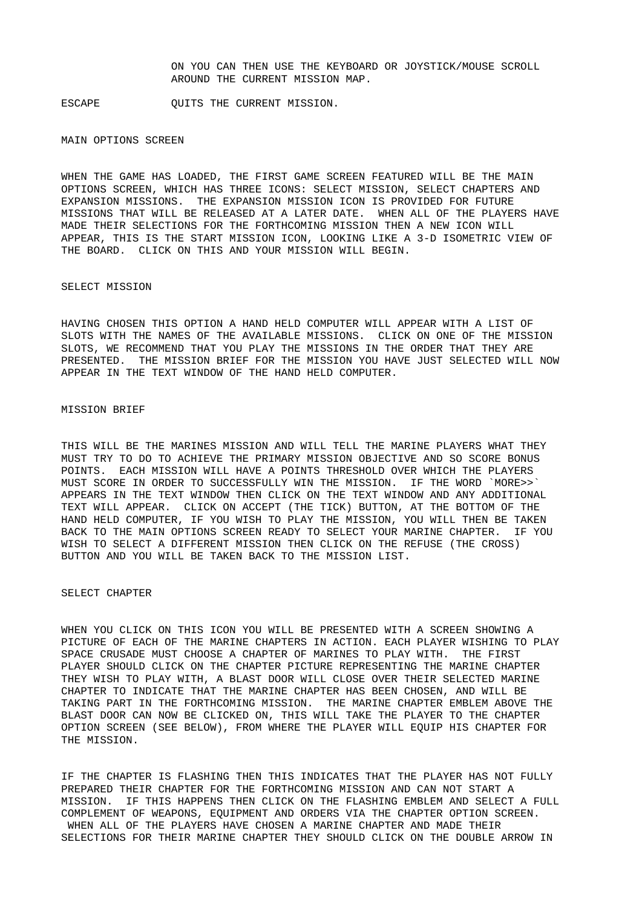ON YOU CAN THEN USE THE KEYBOARD OR JOYSTICK/MOUSE SCROLL AROUND THE CURRENT MISSION MAP.

ESCAPE QUITS THE CURRENT MISSION.

## MAIN OPTIONS SCREEN

WHEN THE GAME HAS LOADED, THE FIRST GAME SCREEN FEATURED WILL BE THE MAIN OPTIONS SCREEN, WHICH HAS THREE ICONS: SELECT MISSION, SELECT CHAPTERS AND EXPANSION MISSIONS. THE EXPANSION MISSION ICON IS PROVIDED FOR FUTURE MISSIONS THAT WILL BE RELEASED AT A LATER DATE. WHEN ALL OF THE PLAYERS HAVE MADE THEIR SELECTIONS FOR THE FORTHCOMING MISSION THEN A NEW ICON WILL APPEAR, THIS IS THE START MISSION ICON, LOOKING LIKE A 3-D ISOMETRIC VIEW OF THE BOARD. CLICK ON THIS AND YOUR MISSION WILL BEGIN.

## SELECT MISSION

HAVING CHOSEN THIS OPTION A HAND HELD COMPUTER WILL APPEAR WITH A LIST OF SLOTS WITH THE NAMES OF THE AVAILABLE MISSIONS. CLICK ON ONE OF THE MISSION SLOTS, WE RECOMMEND THAT YOU PLAY THE MISSIONS IN THE ORDER THAT THEY ARE PRESENTED. THE MISSION BRIEF FOR THE MISSION YOU HAVE JUST SELECTED WILL NOW APPEAR IN THE TEXT WINDOW OF THE HAND HELD COMPUTER.

## MISSION BRIEF

THIS WILL BE THE MARINES MISSION AND WILL TELL THE MARINE PLAYERS WHAT THEY MUST TRY TO DO TO ACHIEVE THE PRIMARY MISSION OBJECTIVE AND SO SCORE BONUS POINTS. EACH MISSION WILL HAVE A POINTS THRESHOLD OVER WHICH THE PLAYERS MUST SCORE IN ORDER TO SUCCESSFULLY WIN THE MISSION. IF THE WORD `MORE>>` APPEARS IN THE TEXT WINDOW THEN CLICK ON THE TEXT WINDOW AND ANY ADDITIONAL TEXT WILL APPEAR. CLICK ON ACCEPT (THE TICK) BUTTON, AT THE BOTTOM OF THE HAND HELD COMPUTER, IF YOU WISH TO PLAY THE MISSION, YOU WILL THEN BE TAKEN BACK TO THE MAIN OPTIONS SCREEN READY TO SELECT YOUR MARINE CHAPTER. IF YOU WISH TO SELECT A DIFFERENT MISSION THEN CLICK ON THE REFUSE (THE CROSS) BUTTON AND YOU WILL BE TAKEN BACK TO THE MISSION LIST.

## SELECT CHAPTER

WHEN YOU CLICK ON THIS ICON YOU WILL BE PRESENTED WITH A SCREEN SHOWING A PICTURE OF EACH OF THE MARINE CHAPTERS IN ACTION. EACH PLAYER WISHING TO PLAY SPACE CRUSADE MUST CHOOSE A CHAPTER OF MARINES TO PLAY WITH. THE FIRST PLAYER SHOULD CLICK ON THE CHAPTER PICTURE REPRESENTING THE MARINE CHAPTER THEY WISH TO PLAY WITH, A BLAST DOOR WILL CLOSE OVER THEIR SELECTED MARINE CHAPTER TO INDICATE THAT THE MARINE CHAPTER HAS BEEN CHOSEN, AND WILL BE TAKING PART IN THE FORTHCOMING MISSION. THE MARINE CHAPTER EMBLEM ABOVE THE BLAST DOOR CAN NOW BE CLICKED ON, THIS WILL TAKE THE PLAYER TO THE CHAPTER OPTION SCREEN (SEE BELOW), FROM WHERE THE PLAYER WILL EQUIP HIS CHAPTER FOR THE MISSION.

IF THE CHAPTER IS FLASHING THEN THIS INDICATES THAT THE PLAYER HAS NOT FULLY PREPARED THEIR CHAPTER FOR THE FORTHCOMING MISSION AND CAN NOT START A MISSION. IF THIS HAPPENS THEN CLICK ON THE FLASHING EMBLEM AND SELECT A FULL COMPLEMENT OF WEAPONS, EQUIPMENT AND ORDERS VIA THE CHAPTER OPTION SCREEN. WHEN ALL OF THE PLAYERS HAVE CHOSEN A MARINE CHAPTER AND MADE THEIR SELECTIONS FOR THEIR MARINE CHAPTER THEY SHOULD CLICK ON THE DOUBLE ARROW IN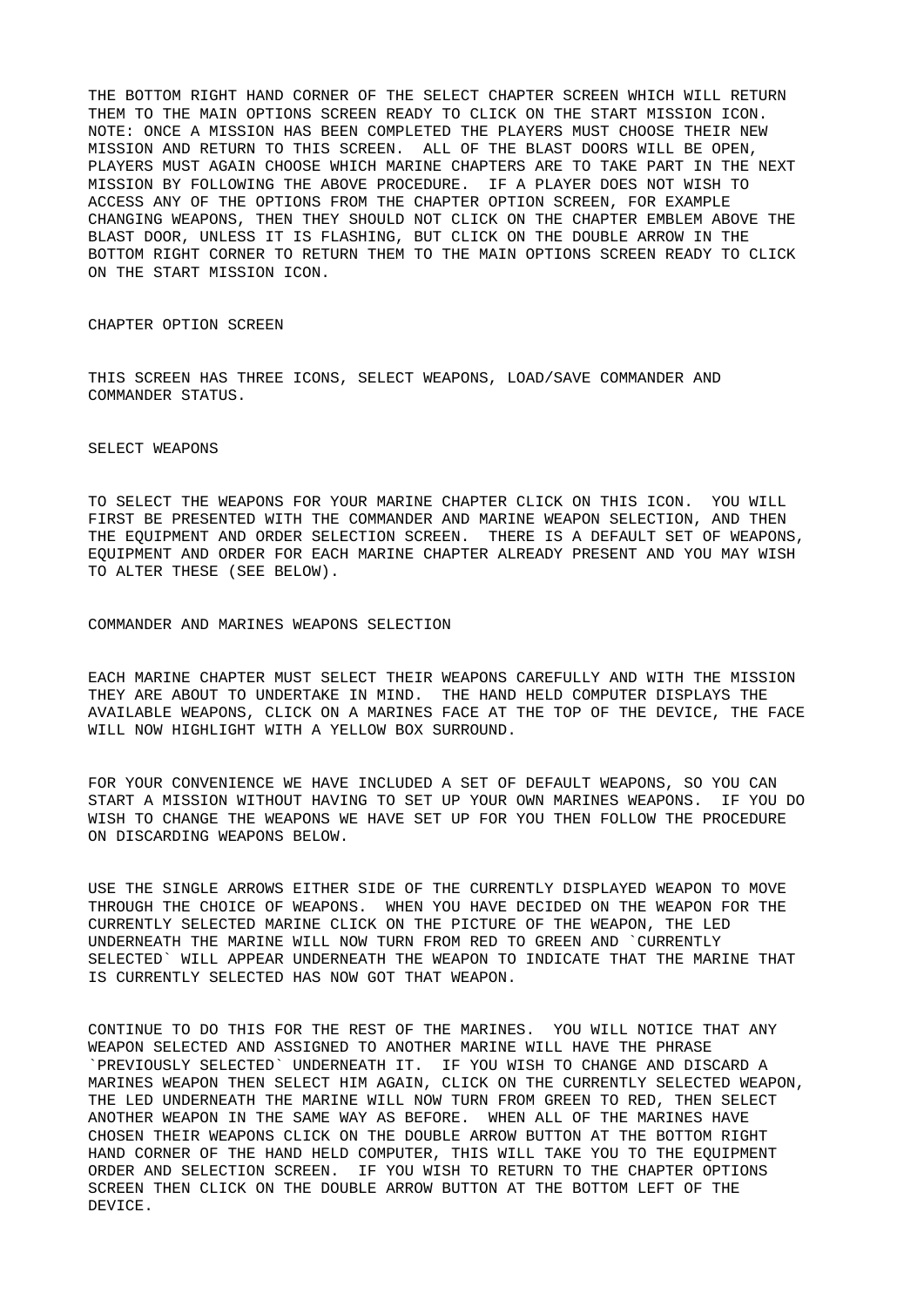THE BOTTOM RIGHT HAND CORNER OF THE SELECT CHAPTER SCREEN WHICH WILL RETURN THEM TO THE MAIN OPTIONS SCREEN READY TO CLICK ON THE START MISSION ICON. NOTE: ONCE A MISSION HAS BEEN COMPLETED THE PLAYERS MUST CHOOSE THEIR NEW MISSION AND RETURN TO THIS SCREEN. ALL OF THE BLAST DOORS WILL BE OPEN, PLAYERS MUST AGAIN CHOOSE WHICH MARINE CHAPTERS ARE TO TAKE PART IN THE NEXT MISSION BY FOLLOWING THE ABOVE PROCEDURE. IF A PLAYER DOES NOT WISH TO ACCESS ANY OF THE OPTIONS FROM THE CHAPTER OPTION SCREEN, FOR EXAMPLE CHANGING WEAPONS, THEN THEY SHOULD NOT CLICK ON THE CHAPTER EMBLEM ABOVE THE BLAST DOOR, UNLESS IT IS FLASHING, BUT CLICK ON THE DOUBLE ARROW IN THE BOTTOM RIGHT CORNER TO RETURN THEM TO THE MAIN OPTIONS SCREEN READY TO CLICK ON THE START MISSION ICON.

## CHAPTER OPTION SCREEN

THIS SCREEN HAS THREE ICONS, SELECT WEAPONS, LOAD/SAVE COMMANDER AND COMMANDER STATUS.

### SELECT WEAPONS

TO SELECT THE WEAPONS FOR YOUR MARINE CHAPTER CLICK ON THIS ICON. YOU WILL FIRST BE PRESENTED WITH THE COMMANDER AND MARINE WEAPON SELECTION, AND THEN THE EQUIPMENT AND ORDER SELECTION SCREEN. THERE IS A DEFAULT SET OF WEAPONS, EQUIPMENT AND ORDER FOR EACH MARINE CHAPTER ALREADY PRESENT AND YOU MAY WISH TO ALTER THESE (SEE BELOW).

### COMMANDER AND MARINES WEAPONS SELECTION

EACH MARINE CHAPTER MUST SELECT THEIR WEAPONS CAREFULLY AND WITH THE MISSION THEY ARE ABOUT TO UNDERTAKE IN MIND. THE HAND HELD COMPUTER DISPLAYS THE AVAILABLE WEAPONS, CLICK ON A MARINES FACE AT THE TOP OF THE DEVICE, THE FACE WILL NOW HIGHLIGHT WITH A YELLOW BOX SURROUND.

FOR YOUR CONVENIENCE WE HAVE INCLUDED A SET OF DEFAULT WEAPONS, SO YOU CAN START A MISSION WITHOUT HAVING TO SET UP YOUR OWN MARINES WEAPONS. IF YOU DO WISH TO CHANGE THE WEAPONS WE HAVE SET UP FOR YOU THEN FOLLOW THE PROCEDURE ON DISCARDING WEAPONS BELOW.

USE THE SINGLE ARROWS EITHER SIDE OF THE CURRENTLY DISPLAYED WEAPON TO MOVE THROUGH THE CHOICE OF WEAPONS. WHEN YOU HAVE DECIDED ON THE WEAPON FOR THE CURRENTLY SELECTED MARINE CLICK ON THE PICTURE OF THE WEAPON, THE LED UNDERNEATH THE MARINE WILL NOW TURN FROM RED TO GREEN AND `CURRENTLY SELECTED` WILL APPEAR UNDERNEATH THE WEAPON TO INDICATE THAT THE MARINE THAT IS CURRENTLY SELECTED HAS NOW GOT THAT WEAPON.

CONTINUE TO DO THIS FOR THE REST OF THE MARINES. YOU WILL NOTICE THAT ANY WEAPON SELECTED AND ASSIGNED TO ANOTHER MARINE WILL HAVE THE PHRASE `PREVIOUSLY SELECTED` UNDERNEATH IT. IF YOU WISH TO CHANGE AND DISCARD A MARINES WEAPON THEN SELECT HIM AGAIN, CLICK ON THE CURRENTLY SELECTED WEAPON, THE LED UNDERNEATH THE MARINE WILL NOW TURN FROM GREEN TO RED, THEN SELECT ANOTHER WEAPON IN THE SAME WAY AS BEFORE. WHEN ALL OF THE MARINES HAVE CHOSEN THEIR WEAPONS CLICK ON THE DOUBLE ARROW BUTTON AT THE BOTTOM RIGHT HAND CORNER OF THE HAND HELD COMPUTER, THIS WILL TAKE YOU TO THE EQUIPMENT ORDER AND SELECTION SCREEN. IF YOU WISH TO RETURN TO THE CHAPTER OPTIONS SCREEN THEN CLICK ON THE DOUBLE ARROW BUTTON AT THE BOTTOM LEFT OF THE DEVICE.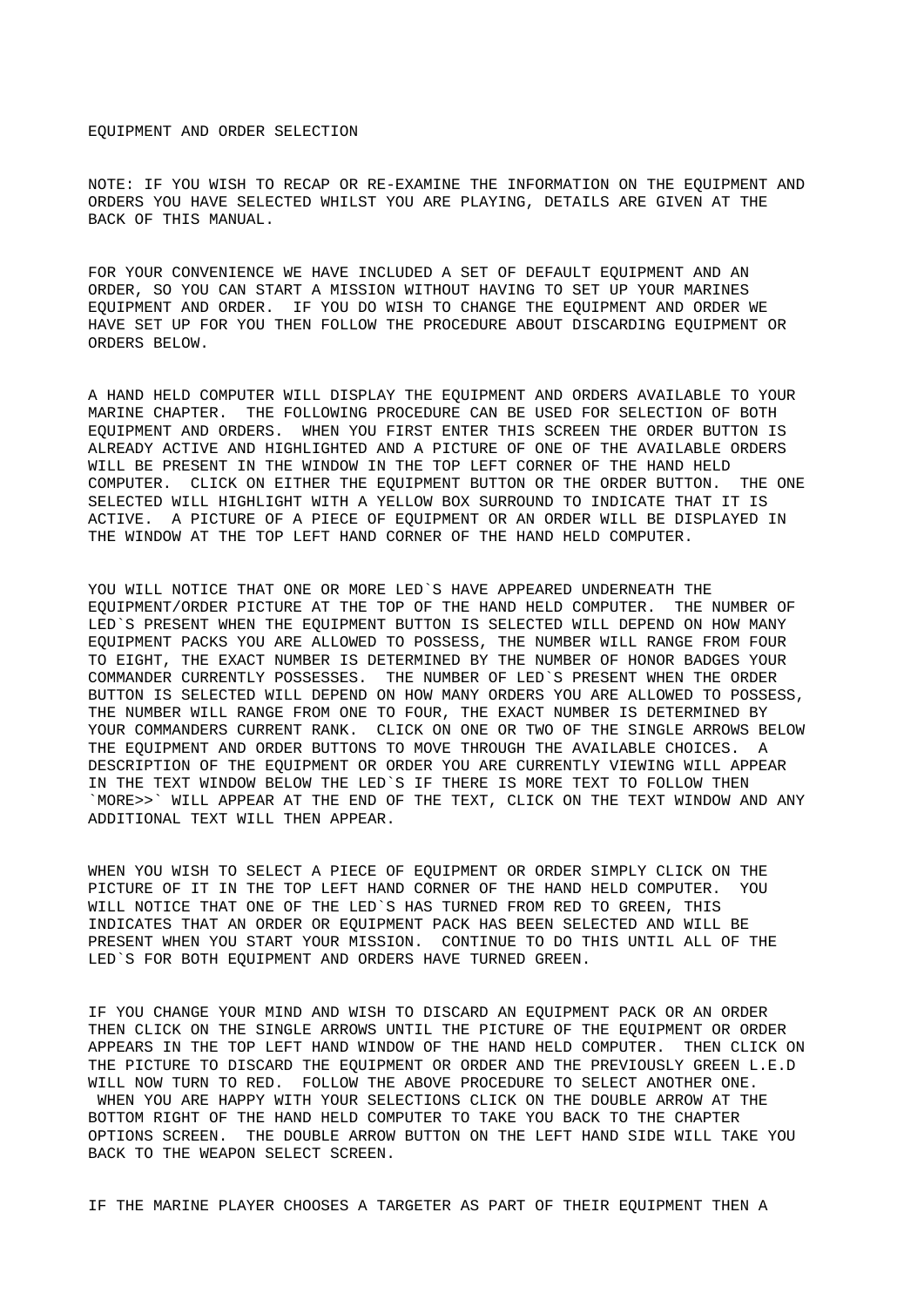EQUIPMENT AND ORDER SELECTION

NOTE: IF YOU WISH TO RECAP OR RE-EXAMINE THE INFORMATION ON THE EQUIPMENT AND ORDERS YOU HAVE SELECTED WHILST YOU ARE PLAYING, DETAILS ARE GIVEN AT THE BACK OF THIS MANUAL.

FOR YOUR CONVENIENCE WE HAVE INCLUDED A SET OF DEFAULT EQUIPMENT AND AN ORDER, SO YOU CAN START A MISSION WITHOUT HAVING TO SET UP YOUR MARINES EQUIPMENT AND ORDER. IF YOU DO WISH TO CHANGE THE EQUIPMENT AND ORDER WE HAVE SET UP FOR YOU THEN FOLLOW THE PROCEDURE ABOUT DISCARDING EQUIPMENT OR ORDERS BELOW.

A HAND HELD COMPUTER WILL DISPLAY THE EQUIPMENT AND ORDERS AVAILABLE TO YOUR MARINE CHAPTER. THE FOLLOWING PROCEDURE CAN BE USED FOR SELECTION OF BOTH EQUIPMENT AND ORDERS. WHEN YOU FIRST ENTER THIS SCREEN THE ORDER BUTTON IS ALREADY ACTIVE AND HIGHLIGHTED AND A PICTURE OF ONE OF THE AVAILABLE ORDERS WILL BE PRESENT IN THE WINDOW IN THE TOP LEFT CORNER OF THE HAND HELD COMPUTER. CLICK ON EITHER THE EQUIPMENT BUTTON OR THE ORDER BUTTON. THE ONE SELECTED WILL HIGHLIGHT WITH A YELLOW BOX SURROUND TO INDICATE THAT IT IS ACTIVE. A PICTURE OF A PIECE OF EQUIPMENT OR AN ORDER WILL BE DISPLAYED IN THE WINDOW AT THE TOP LEFT HAND CORNER OF THE HAND HELD COMPUTER.

YOU WILL NOTICE THAT ONE OR MORE LED`S HAVE APPEARED UNDERNEATH THE EQUIPMENT/ORDER PICTURE AT THE TOP OF THE HAND HELD COMPUTER. THE NUMBER OF LED`S PRESENT WHEN THE EQUIPMENT BUTTON IS SELECTED WILL DEPEND ON HOW MANY EQUIPMENT PACKS YOU ARE ALLOWED TO POSSESS, THE NUMBER WILL RANGE FROM FOUR TO EIGHT, THE EXACT NUMBER IS DETERMINED BY THE NUMBER OF HONOR BADGES YOUR COMMANDER CURRENTLY POSSESSES. THE NUMBER OF LED`S PRESENT WHEN THE ORDER BUTTON IS SELECTED WILL DEPEND ON HOW MANY ORDERS YOU ARE ALLOWED TO POSSESS, THE NUMBER WILL RANGE FROM ONE TO FOUR, THE EXACT NUMBER IS DETERMINED BY YOUR COMMANDERS CURRENT RANK. CLICK ON ONE OR TWO OF THE SINGLE ARROWS BELOW THE EQUIPMENT AND ORDER BUTTONS TO MOVE THROUGH THE AVAILABLE CHOICES. A DESCRIPTION OF THE EQUIPMENT OR ORDER YOU ARE CURRENTLY VIEWING WILL APPEAR IN THE TEXT WINDOW BELOW THE LED`S IF THERE IS MORE TEXT TO FOLLOW THEN `MORE>>` WILL APPEAR AT THE END OF THE TEXT, CLICK ON THE TEXT WINDOW AND ANY ADDITIONAL TEXT WILL THEN APPEAR.

WHEN YOU WISH TO SELECT A PIECE OF EQUIPMENT OR ORDER SIMPLY CLICK ON THE PICTURE OF IT IN THE TOP LEFT HAND CORNER OF THE HAND HELD COMPUTER. YOU WILL NOTICE THAT ONE OF THE LED`S HAS TURNED FROM RED TO GREEN, THIS INDICATES THAT AN ORDER OR EQUIPMENT PACK HAS BEEN SELECTED AND WILL BE PRESENT WHEN YOU START YOUR MISSION. CONTINUE TO DO THIS UNTIL ALL OF THE LED`S FOR BOTH EQUIPMENT AND ORDERS HAVE TURNED GREEN.

IF YOU CHANGE YOUR MIND AND WISH TO DISCARD AN EQUIPMENT PACK OR AN ORDER THEN CLICK ON THE SINGLE ARROWS UNTIL THE PICTURE OF THE EQUIPMENT OR ORDER APPEARS IN THE TOP LEFT HAND WINDOW OF THE HAND HELD COMPUTER. THEN CLICK ON THE PICTURE TO DISCARD THE EQUIPMENT OR ORDER AND THE PREVIOUSLY GREEN L.E.D WILL NOW TURN TO RED. FOLLOW THE ABOVE PROCEDURE TO SELECT ANOTHER ONE. WHEN YOU ARE HAPPY WITH YOUR SELECTIONS CLICK ON THE DOUBLE ARROW AT THE BOTTOM RIGHT OF THE HAND HELD COMPUTER TO TAKE YOU BACK TO THE CHAPTER OPTIONS SCREEN. THE DOUBLE ARROW BUTTON ON THE LEFT HAND SIDE WILL TAKE YOU BACK TO THE WEAPON SELECT SCREEN.

IF THE MARINE PLAYER CHOOSES A TARGETER AS PART OF THEIR EQUIPMENT THEN A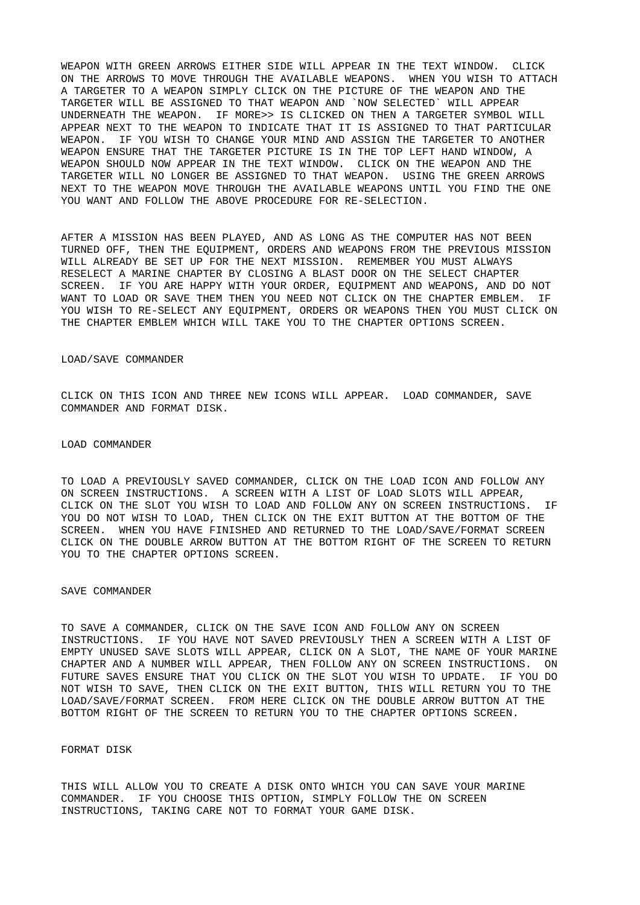WEAPON WITH GREEN ARROWS EITHER SIDE WILL APPEAR IN THE TEXT WINDOW. CLICK ON THE ARROWS TO MOVE THROUGH THE AVAILABLE WEAPONS. WHEN YOU WISH TO ATTACH A TARGETER TO A WEAPON SIMPLY CLICK ON THE PICTURE OF THE WEAPON AND THE TARGETER WILL BE ASSIGNED TO THAT WEAPON AND `NOW SELECTED` WILL APPEAR UNDERNEATH THE WEAPON. IF MORE>> IS CLICKED ON THEN A TARGETER SYMBOL WILL APPEAR NEXT TO THE WEAPON TO INDICATE THAT IT IS ASSIGNED TO THAT PARTICULAR WEAPON. IF YOU WISH TO CHANGE YOUR MIND AND ASSIGN THE TARGETER TO ANOTHER WEAPON ENSURE THAT THE TARGETER PICTURE IS IN THE TOP LEFT HAND WINDOW, A WEAPON SHOULD NOW APPEAR IN THE TEXT WINDOW. CLICK ON THE WEAPON AND THE TARGETER WILL NO LONGER BE ASSIGNED TO THAT WEAPON. USING THE GREEN ARROWS NEXT TO THE WEAPON MOVE THROUGH THE AVAILABLE WEAPONS UNTIL YOU FIND THE ONE YOU WANT AND FOLLOW THE ABOVE PROCEDURE FOR RE-SELECTION.

AFTER A MISSION HAS BEEN PLAYED, AND AS LONG AS THE COMPUTER HAS NOT BEEN TURNED OFF, THEN THE EQUIPMENT, ORDERS AND WEAPONS FROM THE PREVIOUS MISSION WILL ALREADY BE SET UP FOR THE NEXT MISSION. REMEMBER YOU MUST ALWAYS RESELECT A MARINE CHAPTER BY CLOSING A BLAST DOOR ON THE SELECT CHAPTER SCREEN. IF YOU ARE HAPPY WITH YOUR ORDER, EQUIPMENT AND WEAPONS, AND DO NOT WANT TO LOAD OR SAVE THEM THEN YOU NEED NOT CLICK ON THE CHAPTER EMBLEM. IF YOU WISH TO RE-SELECT ANY EQUIPMENT, ORDERS OR WEAPONS THEN YOU MUST CLICK ON THE CHAPTER EMBLEM WHICH WILL TAKE YOU TO THE CHAPTER OPTIONS SCREEN.

## LOAD/SAVE COMMANDER

CLICK ON THIS ICON AND THREE NEW ICONS WILL APPEAR. LOAD COMMANDER, SAVE COMMANDER AND FORMAT DISK.

### LOAD COMMANDER

TO LOAD A PREVIOUSLY SAVED COMMANDER, CLICK ON THE LOAD ICON AND FOLLOW ANY ON SCREEN INSTRUCTIONS. A SCREEN WITH A LIST OF LOAD SLOTS WILL APPEAR, CLICK ON THE SLOT YOU WISH TO LOAD AND FOLLOW ANY ON SCREEN INSTRUCTIONS. IF YOU DO NOT WISH TO LOAD, THEN CLICK ON THE EXIT BUTTON AT THE BOTTOM OF THE SCREEN. WHEN YOU HAVE FINISHED AND RETURNED TO THE LOAD/SAVE/FORMAT SCREEN CLICK ON THE DOUBLE ARROW BUTTON AT THE BOTTOM RIGHT OF THE SCREEN TO RETURN YOU TO THE CHAPTER OPTIONS SCREEN.

### SAVE COMMANDER

TO SAVE A COMMANDER, CLICK ON THE SAVE ICON AND FOLLOW ANY ON SCREEN INSTRUCTIONS. IF YOU HAVE NOT SAVED PREVIOUSLY THEN A SCREEN WITH A LIST OF EMPTY UNUSED SAVE SLOTS WILL APPEAR, CLICK ON A SLOT, THE NAME OF YOUR MARINE CHAPTER AND A NUMBER WILL APPEAR, THEN FOLLOW ANY ON SCREEN INSTRUCTIONS. ON FUTURE SAVES ENSURE THAT YOU CLICK ON THE SLOT YOU WISH TO UPDATE. IF YOU DO NOT WISH TO SAVE, THEN CLICK ON THE EXIT BUTTON, THIS WILL RETURN YOU TO THE LOAD/SAVE/FORMAT SCREEN. FROM HERE CLICK ON THE DOUBLE ARROW BUTTON AT THE BOTTOM RIGHT OF THE SCREEN TO RETURN YOU TO THE CHAPTER OPTIONS SCREEN.

### FORMAT DISK

THIS WILL ALLOW YOU TO CREATE A DISK ONTO WHICH YOU CAN SAVE YOUR MARINE COMMANDER. IF YOU CHOOSE THIS OPTION, SIMPLY FOLLOW THE ON SCREEN INSTRUCTIONS, TAKING CARE NOT TO FORMAT YOUR GAME DISK.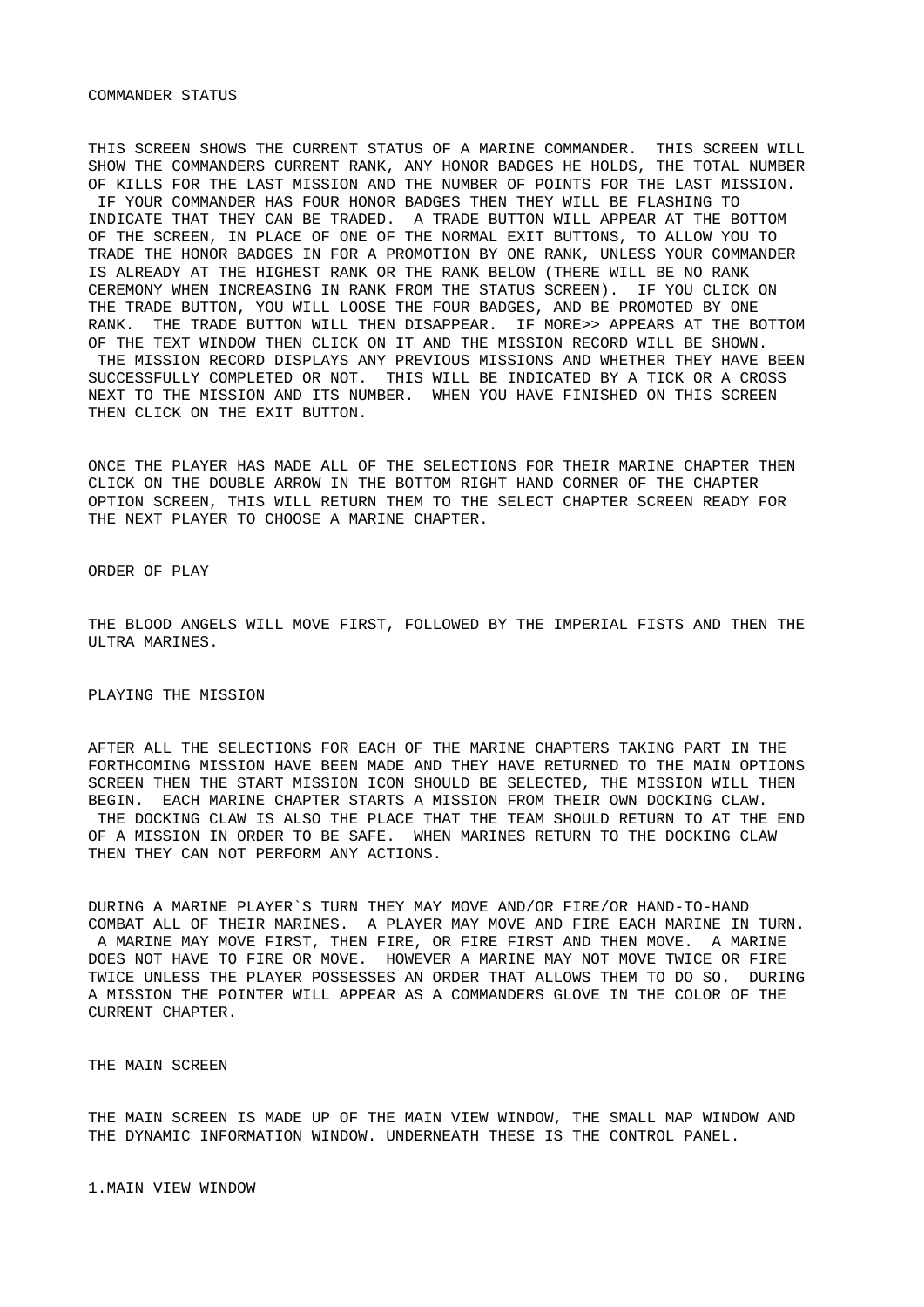## COMMANDER STATUS

THIS SCREEN SHOWS THE CURRENT STATUS OF A MARINE COMMANDER. THIS SCREEN WILL SHOW THE COMMANDERS CURRENT RANK, ANY HONOR BADGES HE HOLDS, THE TOTAL NUMBER OF KILLS FOR THE LAST MISSION AND THE NUMBER OF POINTS FOR THE LAST MISSION. IF YOUR COMMANDER HAS FOUR HONOR BADGES THEN THEY WILL BE FLASHING TO INDICATE THAT THEY CAN BE TRADED. A TRADE BUTTON WILL APPEAR AT THE BOTTOM OF THE SCREEN, IN PLACE OF ONE OF THE NORMAL EXIT BUTTONS, TO ALLOW YOU TO TRADE THE HONOR BADGES IN FOR A PROMOTION BY ONE RANK, UNLESS YOUR COMMANDER IS ALREADY AT THE HIGHEST RANK OR THE RANK BELOW (THERE WILL BE NO RANK CEREMONY WHEN INCREASING IN RANK FROM THE STATUS SCREEN). IF YOU CLICK ON THE TRADE BUTTON, YOU WILL LOOSE THE FOUR BADGES, AND BE PROMOTED BY ONE RANK. THE TRADE BUTTON WILL THEN DISAPPEAR. IF MORE>> APPEARS AT THE BOTTOM OF THE TEXT WINDOW THEN CLICK ON IT AND THE MISSION RECORD WILL BE SHOWN. THE MISSION RECORD DISPLAYS ANY PREVIOUS MISSIONS AND WHETHER THEY HAVE BEEN SUCCESSFULLY COMPLETED OR NOT. THIS WILL BE INDICATED BY A TICK OR A CROSS NEXT TO THE MISSION AND ITS NUMBER. WHEN YOU HAVE FINISHED ON THIS SCREEN THEN CLICK ON THE EXIT BUTTON.

ONCE THE PLAYER HAS MADE ALL OF THE SELECTIONS FOR THEIR MARINE CHAPTER THEN CLICK ON THE DOUBLE ARROW IN THE BOTTOM RIGHT HAND CORNER OF THE CHAPTER OPTION SCREEN, THIS WILL RETURN THEM TO THE SELECT CHAPTER SCREEN READY FOR THE NEXT PLAYER TO CHOOSE A MARINE CHAPTER.

## ORDER OF PLAY

THE BLOOD ANGELS WILL MOVE FIRST, FOLLOWED BY THE IMPERIAL FISTS AND THEN THE ULTRA MARINES.

## PLAYING THE MISSION

AFTER ALL THE SELECTIONS FOR EACH OF THE MARINE CHAPTERS TAKING PART IN THE FORTHCOMING MISSION HAVE BEEN MADE AND THEY HAVE RETURNED TO THE MAIN OPTIONS SCREEN THEN THE START MISSION ICON SHOULD BE SELECTED, THE MISSION WILL THEN BEGIN. EACH MARINE CHAPTER STARTS A MISSION FROM THEIR OWN DOCKING CLAW. THE DOCKING CLAW IS ALSO THE PLACE THAT THE TEAM SHOULD RETURN TO AT THE END OF A MISSION IN ORDER TO BE SAFE. WHEN MARINES RETURN TO THE DOCKING CLAW THEN THEY CAN NOT PERFORM ANY ACTIONS.

DURING A MARINE PLAYER`S TURN THEY MAY MOVE AND/OR FIRE/OR HAND-TO-HAND COMBAT ALL OF THEIR MARINES. A PLAYER MAY MOVE AND FIRE EACH MARINE IN TURN. A MARINE MAY MOVE FIRST, THEN FIRE, OR FIRE FIRST AND THEN MOVE. A MARINE DOES NOT HAVE TO FIRE OR MOVE. HOWEVER A MARINE MAY NOT MOVE TWICE OR FIRE TWICE UNLESS THE PLAYER POSSESSES AN ORDER THAT ALLOWS THEM TO DO SO. DURING A MISSION THE POINTER WILL APPEAR AS A COMMANDERS GLOVE IN THE COLOR OF THE CURRENT CHAPTER.

## THE MAIN SCREEN

THE MAIN SCREEN IS MADE UP OF THE MAIN VIEW WINDOW, THE SMALL MAP WINDOW AND THE DYNAMIC INFORMATION WINDOW. UNDERNEATH THESE IS THE CONTROL PANEL.

### 1.MAIN VIEW WINDOW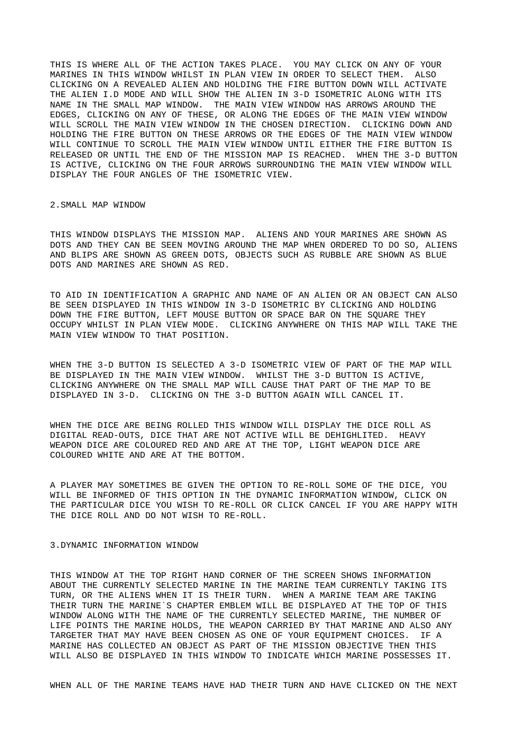THIS IS WHERE ALL OF THE ACTION TAKES PLACE. YOU MAY CLICK ON ANY OF YOUR MARINES IN THIS WINDOW WHILST IN PLAN VIEW IN ORDER TO SELECT THEM. ALSO CLICKING ON A REVEALED ALIEN AND HOLDING THE FIRE BUTTON DOWN WILL ACTIVATE THE ALIEN I.D MODE AND WILL SHOW THE ALIEN IN 3-D ISOMETRIC ALONG WITH ITS NAME IN THE SMALL MAP WINDOW. THE MAIN VIEW WINDOW HAS ARROWS AROUND THE EDGES, CLICKING ON ANY OF THESE, OR ALONG THE EDGES OF THE MAIN VIEW WINDOW WILL SCROLL THE MAIN VIEW WINDOW IN THE CHOSEN DIRECTION. CLICKING DOWN AND HOLDING THE FIRE BUTTON ON THESE ARROWS OR THE EDGES OF THE MAIN VIEW WINDOW WILL CONTINUE TO SCROLL THE MAIN VIEW WINDOW UNTIL EITHER THE FIRE BUTTON IS RELEASED OR UNTIL THE END OF THE MISSION MAP IS REACHED. WHEN THE 3-D BUTTON IS ACTIVE, CLICKING ON THE FOUR ARROWS SURROUNDING THE MAIN VIEW WINDOW WILL DISPLAY THE FOUR ANGLES OF THE ISOMETRIC VIEW.

## 2.SMALL MAP WINDOW

THIS WINDOW DISPLAYS THE MISSION MAP. ALIENS AND YOUR MARINES ARE SHOWN AS DOTS AND THEY CAN BE SEEN MOVING AROUND THE MAP WHEN ORDERED TO DO SO, ALIENS AND BLIPS ARE SHOWN AS GREEN DOTS, OBJECTS SUCH AS RUBBLE ARE SHOWN AS BLUE DOTS AND MARINES ARE SHOWN AS RED.

TO AID IN IDENTIFICATION A GRAPHIC AND NAME OF AN ALIEN OR AN OBJECT CAN ALSO BE SEEN DISPLAYED IN THIS WINDOW IN 3-D ISOMETRIC BY CLICKING AND HOLDING DOWN THE FIRE BUTTON, LEFT MOUSE BUTTON OR SPACE BAR ON THE SQUARE THEY OCCUPY WHILST IN PLAN VIEW MODE. CLICKING ANYWHERE ON THIS MAP WILL TAKE THE MAIN VIEW WINDOW TO THAT POSITION.

WHEN THE 3-D BUTTON IS SELECTED A 3-D ISOMETRIC VIEW OF PART OF THE MAP WILL BE DISPLAYED IN THE MAIN VIEW WINDOW. WHILST THE 3-D BUTTON IS ACTIVE, CLICKING ANYWHERE ON THE SMALL MAP WILL CAUSE THAT PART OF THE MAP TO BE DISPLAYED IN 3-D. CLICKING ON THE 3-D BUTTON AGAIN WILL CANCEL IT.

WHEN THE DICE ARE BEING ROLLED THIS WINDOW WILL DISPLAY THE DICE ROLL AS DIGITAL READ-OUTS, DICE THAT ARE NOT ACTIVE WILL BE DEHIGHLITED. HEAVY WEAPON DICE ARE COLOURED RED AND ARE AT THE TOP, LIGHT WEAPON DICE ARE COLOURED WHITE AND ARE AT THE BOTTOM.

A PLAYER MAY SOMETIMES BE GIVEN THE OPTION TO RE-ROLL SOME OF THE DICE, YOU WILL BE INFORMED OF THIS OPTION IN THE DYNAMIC INFORMATION WINDOW, CLICK ON THE PARTICULAR DICE YOU WISH TO RE-ROLL OR CLICK CANCEL IF YOU ARE HAPPY WITH THE DICE ROLL AND DO NOT WISH TO RE-ROLL.

## 3.DYNAMIC INFORMATION WINDOW

THIS WINDOW AT THE TOP RIGHT HAND CORNER OF THE SCREEN SHOWS INFORMATION ABOUT THE CURRENTLY SELECTED MARINE IN THE MARINE TEAM CURRENTLY TAKING ITS TURN, OR THE ALIENS WHEN IT IS THEIR TURN. WHEN A MARINE TEAM ARE TAKING THEIR TURN THE MARINE`S CHAPTER EMBLEM WILL BE DISPLAYED AT THE TOP OF THIS WINDOW ALONG WITH THE NAME OF THE CURRENTLY SELECTED MARINE, THE NUMBER OF LIFE POINTS THE MARINE HOLDS, THE WEAPON CARRIED BY THAT MARINE AND ALSO ANY TARGETER THAT MAY HAVE BEEN CHOSEN AS ONE OF YOUR EQUIPMENT CHOICES. IF A MARINE HAS COLLECTED AN OBJECT AS PART OF THE MISSION OBJECTIVE THEN THIS WILL ALSO BE DISPLAYED IN THIS WINDOW TO INDICATE WHICH MARINE POSSESSES IT.

WHEN ALL OF THE MARINE TEAMS HAVE HAD THEIR TURN AND HAVE CLICKED ON THE NEXT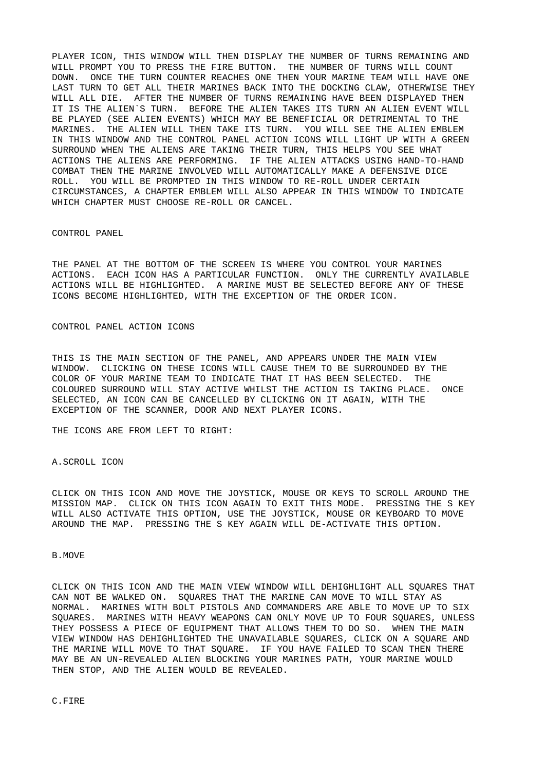PLAYER ICON, THIS WINDOW WILL THEN DISPLAY THE NUMBER OF TURNS REMAINING AND WILL PROMPT YOU TO PRESS THE FIRE BUTTON. THE NUMBER OF TURNS WILL COUNT DOWN. ONCE THE TURN COUNTER REACHES ONE THEN YOUR MARINE TEAM WILL HAVE ONE LAST TURN TO GET ALL THEIR MARINES BACK INTO THE DOCKING CLAW, OTHERWISE THEY WILL ALL DIE. AFTER THE NUMBER OF TURNS REMAINING HAVE BEEN DISPLAYED THEN IT IS THE ALIEN`S TURN. BEFORE THE ALIEN TAKES ITS TURN AN ALIEN EVENT WILL BE PLAYED (SEE ALIEN EVENTS) WHICH MAY BE BENEFICIAL OR DETRIMENTAL TO THE MARINES. THE ALIEN WILL THEN TAKE ITS TURN. YOU WILL SEE THE ALIEN EMBLEM IN THIS WINDOW AND THE CONTROL PANEL ACTION ICONS WILL LIGHT UP WITH A GREEN SURROUND WHEN THE ALIENS ARE TAKING THEIR TURN, THIS HELPS YOU SEE WHAT ACTIONS THE ALIENS ARE PERFORMING. IF THE ALIEN ATTACKS USING HAND-TO-HAND COMBAT THEN THE MARINE INVOLVED WILL AUTOMATICALLY MAKE A DEFENSIVE DICE ROLL. YOU WILL BE PROMPTED IN THIS WINDOW TO RE-ROLL UNDER CERTAIN CIRCUMSTANCES, A CHAPTER EMBLEM WILL ALSO APPEAR IN THIS WINDOW TO INDICATE WHICH CHAPTER MUST CHOOSE RE-ROLL OR CANCEL.

## CONTROL PANEL

THE PANEL AT THE BOTTOM OF THE SCREEN IS WHERE YOU CONTROL YOUR MARINES ACTIONS. EACH ICON HAS A PARTICULAR FUNCTION. ONLY THE CURRENTLY AVAILABLE ACTIONS WILL BE HIGHLIGHTED. A MARINE MUST BE SELECTED BEFORE ANY OF THESE ICONS BECOME HIGHLIGHTED, WITH THE EXCEPTION OF THE ORDER ICON.

## CONTROL PANEL ACTION ICONS

THIS IS THE MAIN SECTION OF THE PANEL, AND APPEARS UNDER THE MAIN VIEW WINDOW. CLICKING ON THESE ICONS WILL CAUSE THEM TO BE SURROUNDED BY THE COLOR OF YOUR MARINE TEAM TO INDICATE THAT IT HAS BEEN SELECTED. THE COLOURED SURROUND WILL STAY ACTIVE WHILST THE ACTION IS TAKING PLACE. ONCE SELECTED, AN ICON CAN BE CANCELLED BY CLICKING ON IT AGAIN, WITH THE EXCEPTION OF THE SCANNER, DOOR AND NEXT PLAYER ICONS.

THE ICONS ARE FROM LEFT TO RIGHT:

### A.SCROLL ICON

CLICK ON THIS ICON AND MOVE THE JOYSTICK, MOUSE OR KEYS TO SCROLL AROUND THE MISSION MAP. CLICK ON THIS ICON AGAIN TO EXIT THIS MODE. PRESSING THE S KEY WILL ALSO ACTIVATE THIS OPTION, USE THE JOYSTICK, MOUSE OR KEYBOARD TO MOVE AROUND THE MAP. PRESSING THE S KEY AGAIN WILL DE-ACTIVATE THIS OPTION.

### B.MOVE

CLICK ON THIS ICON AND THE MAIN VIEW WINDOW WILL DEHIGHLIGHT ALL SQUARES THAT CAN NOT BE WALKED ON. SQUARES THAT THE MARINE CAN MOVE TO WILL STAY AS NORMAL. MARINES WITH BOLT PISTOLS AND COMMANDERS ARE ABLE TO MOVE UP TO SIX SQUARES. MARINES WITH HEAVY WEAPONS CAN ONLY MOVE UP TO FOUR SQUARES, UNLESS THEY POSSESS A PIECE OF EQUIPMENT THAT ALLOWS THEM TO DO SO. WHEN THE MAIN VIEW WINDOW HAS DEHIGHLIGHTED THE UNAVAILABLE SQUARES, CLICK ON A SQUARE AND THE MARINE WILL MOVE TO THAT SQUARE. IF YOU HAVE FAILED TO SCAN THEN THERE MAY BE AN UN-REVEALED ALIEN BLOCKING YOUR MARINES PATH, YOUR MARINE WOULD THEN STOP, AND THE ALIEN WOULD BE REVEALED.

### C.FIRE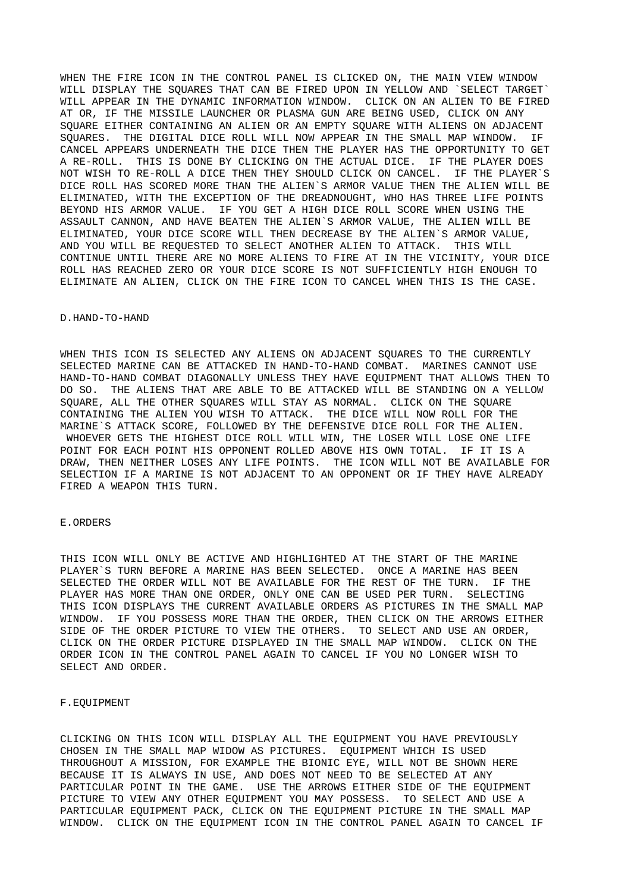WHEN THE FIRE ICON IN THE CONTROL PANEL IS CLICKED ON, THE MAIN VIEW WINDOW WILL DISPLAY THE SQUARES THAT CAN BE FIRED UPON IN YELLOW AND `SELECT TARGET` WILL APPEAR IN THE DYNAMIC INFORMATION WINDOW. CLICK ON AN ALIEN TO BE FIRED AT OR, IF THE MISSILE LAUNCHER OR PLASMA GUN ARE BEING USED, CLICK ON ANY SQUARE EITHER CONTAINING AN ALIEN OR AN EMPTY SQUARE WITH ALIENS ON ADJACENT SQUARES. THE DIGITAL DICE ROLL WILL NOW APPEAR IN THE SMALL MAP WINDOW. IF CANCEL APPEARS UNDERNEATH THE DICE THEN THE PLAYER HAS THE OPPORTUNITY TO GET A RE-ROLL. THIS IS DONE BY CLICKING ON THE ACTUAL DICE. IF THE PLAYER DOES NOT WISH TO RE-ROLL A DICE THEN THEY SHOULD CLICK ON CANCEL. IF THE PLAYER`S DICE ROLL HAS SCORED MORE THAN THE ALIEN`S ARMOR VALUE THEN THE ALIEN WILL BE ELIMINATED, WITH THE EXCEPTION OF THE DREADNOUGHT, WHO HAS THREE LIFE POINTS BEYOND HIS ARMOR VALUE. IF YOU GET A HIGH DICE ROLL SCORE WHEN USING THE ASSAULT CANNON, AND HAVE BEATEN THE ALIEN`S ARMOR VALUE, THE ALIEN WILL BE ELIMINATED, YOUR DICE SCORE WILL THEN DECREASE BY THE ALIEN`S ARMOR VALUE, AND YOU WILL BE REQUESTED TO SELECT ANOTHER ALIEN TO ATTACK. THIS WILL CONTINUE UNTIL THERE ARE NO MORE ALIENS TO FIRE AT IN THE VICINITY, YOUR DICE ROLL HAS REACHED ZERO OR YOUR DICE SCORE IS NOT SUFFICIENTLY HIGH ENOUGH TO ELIMINATE AN ALIEN, CLICK ON THE FIRE ICON TO CANCEL WHEN THIS IS THE CASE.

D.HAND-TO-HAND

WHEN THIS ICON IS SELECTED ANY ALIENS ON ADJACENT SQUARES TO THE CURRENTLY SELECTED MARINE CAN BE ATTACKED IN HAND-TO-HAND COMBAT. MARINES CANNOT USE HAND-TO-HAND COMBAT DIAGONALLY UNLESS THEY HAVE EQUIPMENT THAT ALLOWS THEN TO DO SO. THE ALIENS THAT ARE ABLE TO BE ATTACKED WILL BE STANDING ON A YELLOW SQUARE, ALL THE OTHER SQUARES WILL STAY AS NORMAL. CLICK ON THE SQUARE CONTAINING THE ALIEN YOU WISH TO ATTACK. THE DICE WILL NOW ROLL FOR THE MARINE`S ATTACK SCORE, FOLLOWED BY THE DEFENSIVE DICE ROLL FOR THE ALIEN. WHOEVER GETS THE HIGHEST DICE ROLL WILL WIN, THE LOSER WILL LOSE ONE LIFE POINT FOR EACH POINT HIS OPPONENT ROLLED ABOVE HIS OWN TOTAL. IF IT IS A DRAW, THEN NEITHER LOSES ANY LIFE POINTS. THE ICON WILL NOT BE AVAILABLE FOR SELECTION IF A MARINE IS NOT ADJACENT TO AN OPPONENT OR IF THEY HAVE ALREADY FIRED A WEAPON THIS TURN.

E.ORDERS

THIS ICON WILL ONLY BE ACTIVE AND HIGHLIGHTED AT THE START OF THE MARINE PLAYER`S TURN BEFORE A MARINE HAS BEEN SELECTED. ONCE A MARINE HAS BEEN SELECTED THE ORDER WILL NOT BE AVAILABLE FOR THE REST OF THE TURN. IF THE PLAYER HAS MORE THAN ONE ORDER, ONLY ONE CAN BE USED PER TURN. SELECTING THIS ICON DISPLAYS THE CURRENT AVAILABLE ORDERS AS PICTURES IN THE SMALL MAP WINDOW. IF YOU POSSESS MORE THAN THE ORDER, THEN CLICK ON THE ARROWS EITHER SIDE OF THE ORDER PICTURE TO VIEW THE OTHERS. TO SELECT AND USE AN ORDER, CLICK ON THE ORDER PICTURE DISPLAYED IN THE SMALL MAP WINDOW. CLICK ON THE ORDER ICON IN THE CONTROL PANEL AGAIN TO CANCEL IF YOU NO LONGER WISH TO SELECT AND ORDER.

F.EQUIPMENT

CLICKING ON THIS ICON WILL DISPLAY ALL THE EQUIPMENT YOU HAVE PREVIOUSLY CHOSEN IN THE SMALL MAP WIDOW AS PICTURES. EQUIPMENT WHICH IS USED THROUGHOUT A MISSION, FOR EXAMPLE THE BIONIC EYE, WILL NOT BE SHOWN HERE BECAUSE IT IS ALWAYS IN USE, AND DOES NOT NEED TO BE SELECTED AT ANY PARTICULAR POINT IN THE GAME. USE THE ARROWS EITHER SIDE OF THE EQUIPMENT PICTURE TO VIEW ANY OTHER EQUIPMENT YOU MAY POSSESS. TO SELECT AND USE A PARTICULAR EQUIPMENT PACK, CLICK ON THE EQUIPMENT PICTURE IN THE SMALL MAP WINDOW. CLICK ON THE EQUIPMENT ICON IN THE CONTROL PANEL AGAIN TO CANCEL IF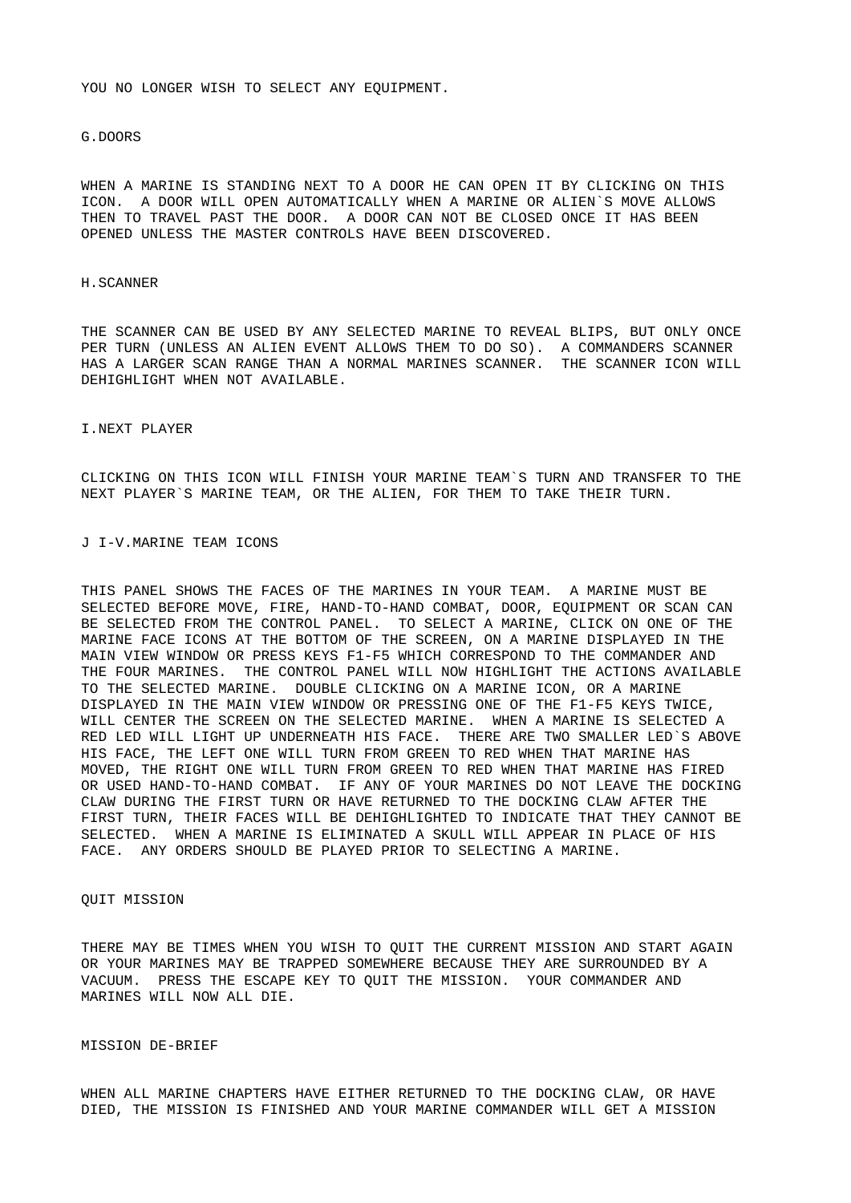YOU NO LONGER WISH TO SELECT ANY EQUIPMENT.

### G.DOORS

WHEN A MARINE IS STANDING NEXT TO A DOOR HE CAN OPEN IT BY CLICKING ON THIS ICON. A DOOR WILL OPEN AUTOMATICALLY WHEN A MARINE OR ALIEN`S MOVE ALLOWS THEN TO TRAVEL PAST THE DOOR. A DOOR CAN NOT BE CLOSED ONCE IT HAS BEEN OPENED UNLESS THE MASTER CONTROLS HAVE BEEN DISCOVERED.

### H.SCANNER

THE SCANNER CAN BE USED BY ANY SELECTED MARINE TO REVEAL BLIPS, BUT ONLY ONCE PER TURN (UNLESS AN ALIEN EVENT ALLOWS THEM TO DO SO). A COMMANDERS SCANNER HAS A LARGER SCAN RANGE THAN A NORMAL MARINES SCANNER. THE SCANNER ICON WILL DEHIGHLIGHT WHEN NOT AVAILABLE.

### I.NEXT PLAYER

CLICKING ON THIS ICON WILL FINISH YOUR MARINE TEAM`S TURN AND TRANSFER TO THE NEXT PLAYER`S MARINE TEAM, OR THE ALIEN, FOR THEM TO TAKE THEIR TURN.

### J I-V.MARINE TEAM ICONS

THIS PANEL SHOWS THE FACES OF THE MARINES IN YOUR TEAM. A MARINE MUST BE SELECTED BEFORE MOVE, FIRE, HAND-TO-HAND COMBAT, DOOR, EQUIPMENT OR SCAN CAN BE SELECTED FROM THE CONTROL PANEL. TO SELECT A MARINE, CLICK ON ONE OF THE MARINE FACE ICONS AT THE BOTTOM OF THE SCREEN, ON A MARINE DISPLAYED IN THE MAIN VIEW WINDOW OR PRESS KEYS F1-F5 WHICH CORRESPOND TO THE COMMANDER AND THE FOUR MARINES. THE CONTROL PANEL WILL NOW HIGHLIGHT THE ACTIONS AVAILABLE TO THE SELECTED MARINE. DOUBLE CLICKING ON A MARINE ICON, OR A MARINE DISPLAYED IN THE MAIN VIEW WINDOW OR PRESSING ONE OF THE F1-F5 KEYS TWICE, WILL CENTER THE SCREEN ON THE SELECTED MARINE. WHEN A MARINE IS SELECTED A RED LED WILL LIGHT UP UNDERNEATH HIS FACE. THERE ARE TWO SMALLER LED`S ABOVE HIS FACE, THE LEFT ONE WILL TURN FROM GREEN TO RED WHEN THAT MARINE HAS MOVED, THE RIGHT ONE WILL TURN FROM GREEN TO RED WHEN THAT MARINE HAS FIRED OR USED HAND-TO-HAND COMBAT. IF ANY OF YOUR MARINES DO NOT LEAVE THE DOCKING CLAW DURING THE FIRST TURN OR HAVE RETURNED TO THE DOCKING CLAW AFTER THE FIRST TURN, THEIR FACES WILL BE DEHIGHLIGHTED TO INDICATE THAT THEY CANNOT BE SELECTED. WHEN A MARINE IS ELIMINATED A SKULL WILL APPEAR IN PLACE OF HIS FACE. ANY ORDERS SHOULD BE PLAYED PRIOR TO SELECTING A MARINE.

### QUIT MISSION

THERE MAY BE TIMES WHEN YOU WISH TO QUIT THE CURRENT MISSION AND START AGAIN OR YOUR MARINES MAY BE TRAPPED SOMEWHERE BECAUSE THEY ARE SURROUNDED BY A VACUUM. PRESS THE ESCAPE KEY TO QUIT THE MISSION. YOUR COMMANDER AND MARINES WILL NOW ALL DIE.

### MISSION DE-BRIEF

WHEN ALL MARINE CHAPTERS HAVE EITHER RETURNED TO THE DOCKING CLAW, OR HAVE DIED, THE MISSION IS FINISHED AND YOUR MARINE COMMANDER WILL GET A MISSION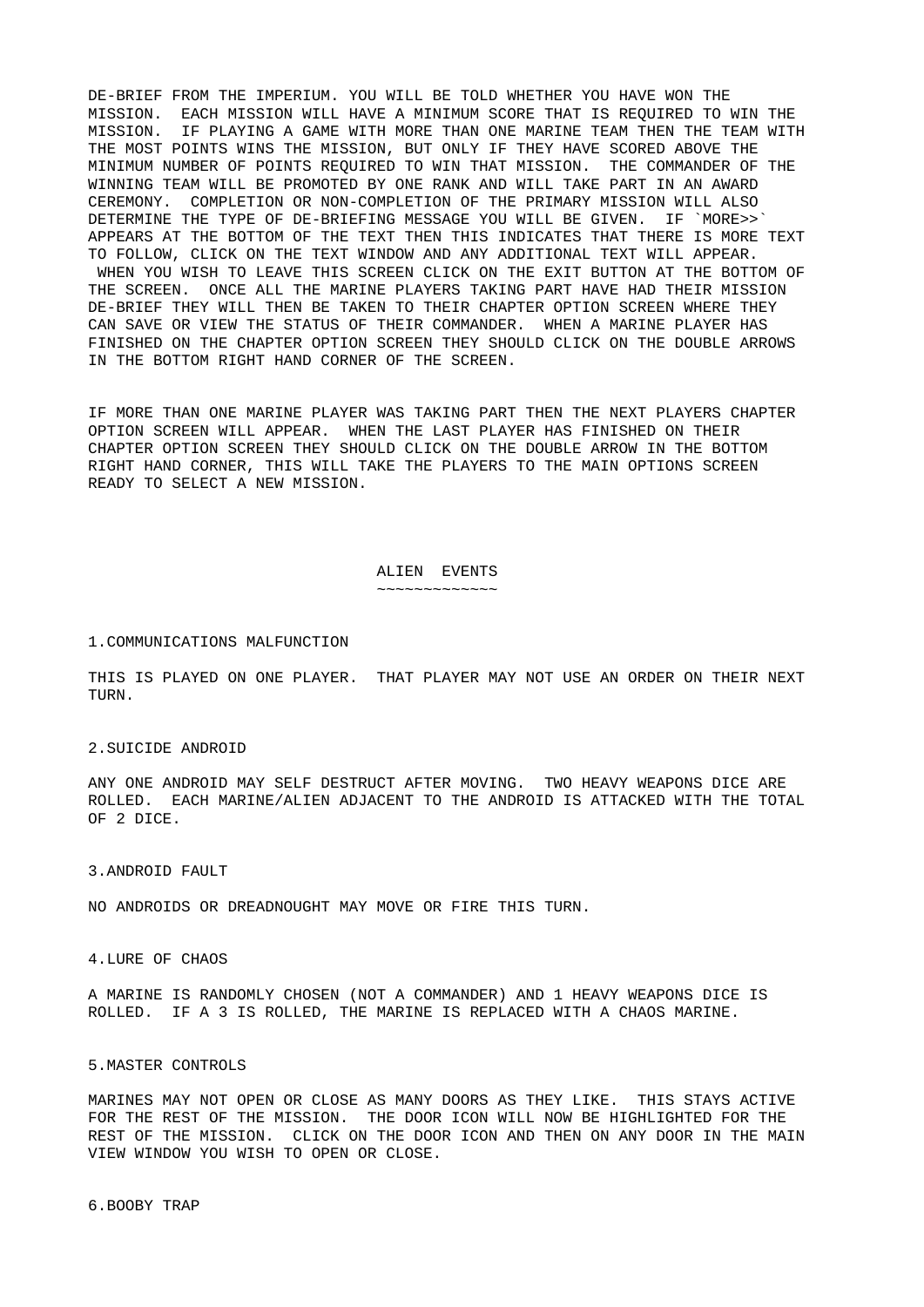DE-BRIEF FROM THE IMPERIUM. YOU WILL BE TOLD WHETHER YOU HAVE WON THE MISSION. EACH MISSION WILL HAVE A MINIMUM SCORE THAT IS REQUIRED TO WIN THE MISSION. IF PLAYING A GAME WITH MORE THAN ONE MARINE TEAM THEN THE TEAM WITH THE MOST POINTS WINS THE MISSION, BUT ONLY IF THEY HAVE SCORED ABOVE THE MINIMUM NUMBER OF POINTS REQUIRED TO WIN THAT MISSION. THE COMMANDER OF THE WINNING TEAM WILL BE PROMOTED BY ONE RANK AND WILL TAKE PART IN AN AWARD CEREMONY. COMPLETION OR NON-COMPLETION OF THE PRIMARY MISSION WILL ALSO DETERMINE THE TYPE OF DE-BRIEFING MESSAGE YOU WILL BE GIVEN. IF `MORE>>` APPEARS AT THE BOTTOM OF THE TEXT THEN THIS INDICATES THAT THERE IS MORE TEXT TO FOLLOW, CLICK ON THE TEXT WINDOW AND ANY ADDITIONAL TEXT WILL APPEAR. WHEN YOU WISH TO LEAVE THIS SCREEN CLICK ON THE EXIT BUTTON AT THE BOTTOM OF THE SCREEN. ONCE ALL THE MARINE PLAYERS TAKING PART HAVE HAD THEIR MISSION DE-BRIEF THEY WILL THEN BE TAKEN TO THEIR CHAPTER OPTION SCREEN WHERE THEY CAN SAVE OR VIEW THE STATUS OF THEIR COMMANDER. WHEN A MARINE PLAYER HAS FINISHED ON THE CHAPTER OPTION SCREEN THEY SHOULD CLICK ON THE DOUBLE ARROWS IN THE BOTTOM RIGHT HAND CORNER OF THE SCREEN.

IF MORE THAN ONE MARINE PLAYER WAS TAKING PART THEN THE NEXT PLAYERS CHAPTER OPTION SCREEN WILL APPEAR. WHEN THE LAST PLAYER HAS FINISHED ON THEIR CHAPTER OPTION SCREEN THEY SHOULD CLICK ON THE DOUBLE ARROW IN THE BOTTOM RIGHT HAND CORNER, THIS WILL TAKE THE PLAYERS TO THE MAIN OPTIONS SCREEN READY TO SELECT A NEW MISSION.

## ALIEN EVENTS

1.COMMUNICATIONS MALFUNCTION

THIS IS PLAYED ON ONE PLAYER. THAT PLAYER MAY NOT USE AN ORDER ON THEIR NEXT TURN.

2.SUICIDE ANDROID

ANY ONE ANDROID MAY SELF DESTRUCT AFTER MOVING. TWO HEAVY WEAPONS DICE ARE ROLLED. EACH MARINE/ALIEN ADJACENT TO THE ANDROID IS ATTACKED WITH THE TOTAL OF 2 DICE.

3.ANDROID FAULT

NO ANDROIDS OR DREADNOUGHT MAY MOVE OR FIRE THIS TURN.

4.LURE OF CHAOS

A MARINE IS RANDOMLY CHOSEN (NOT A COMMANDER) AND 1 HEAVY WEAPONS DICE IS ROLLED. IF A 3 IS ROLLED, THE MARINE IS REPLACED WITH A CHAOS MARINE.

5.MASTER CONTROLS

MARINES MAY NOT OPEN OR CLOSE AS MANY DOORS AS THEY LIKE. THIS STAYS ACTIVE FOR THE REST OF THE MISSION. THE DOOR ICON WILL NOW BE HIGHLIGHTED FOR THE REST OF THE MISSION. CLICK ON THE DOOR ICON AND THEN ON ANY DOOR IN THE MAIN VIEW WINDOW YOU WISH TO OPEN OR CLOSE.

6.BOOBY TRAP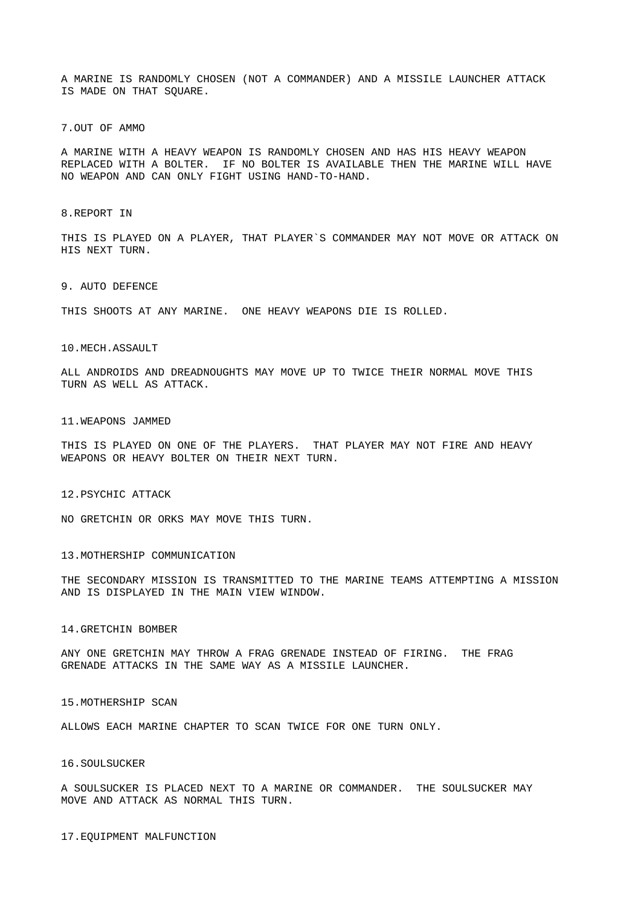A MARINE IS RANDOMLY CHOSEN (NOT A COMMANDER) AND A MISSILE LAUNCHER ATTACK IS MADE ON THAT SQUARE.

7.OUT OF AMMO

A MARINE WITH A HEAVY WEAPON IS RANDOMLY CHOSEN AND HAS HIS HEAVY WEAPON REPLACED WITH A BOLTER. IF NO BOLTER IS AVAILABLE THEN THE MARINE WILL HAVE NO WEAPON AND CAN ONLY FIGHT USING HAND-TO-HAND.

8.REPORT IN

THIS IS PLAYED ON A PLAYER, THAT PLAYER`S COMMANDER MAY NOT MOVE OR ATTACK ON HIS NEXT TURN.

9. AUTO DEFENCE

THIS SHOOTS AT ANY MARINE. ONE HEAVY WEAPONS DIE IS ROLLED.

10.MECH.ASSAULT

ALL ANDROIDS AND DREADNOUGHTS MAY MOVE UP TO TWICE THEIR NORMAL MOVE THIS TURN AS WELL AS ATTACK.

11.WEAPONS JAMMED

THIS IS PLAYED ON ONE OF THE PLAYERS. THAT PLAYER MAY NOT FIRE AND HEAVY WEAPONS OR HEAVY BOLTER ON THEIR NEXT TURN.

12.PSYCHIC ATTACK

NO GRETCHIN OR ORKS MAY MOVE THIS TURN.

13.MOTHERSHIP COMMUNICATION

THE SECONDARY MISSION IS TRANSMITTED TO THE MARINE TEAMS ATTEMPTING A MISSION AND IS DISPLAYED IN THE MAIN VIEW WINDOW.

14.GRETCHIN BOMBER

ANY ONE GRETCHIN MAY THROW A FRAG GRENADE INSTEAD OF FIRING. THE FRAG GRENADE ATTACKS IN THE SAME WAY AS A MISSILE LAUNCHER.

15.MOTHERSHIP SCAN

ALLOWS EACH MARINE CHAPTER TO SCAN TWICE FOR ONE TURN ONLY.

16.SOULSUCKER

A SOULSUCKER IS PLACED NEXT TO A MARINE OR COMMANDER. THE SOULSUCKER MAY MOVE AND ATTACK AS NORMAL THIS TURN.

17.EQUIPMENT MALFUNCTION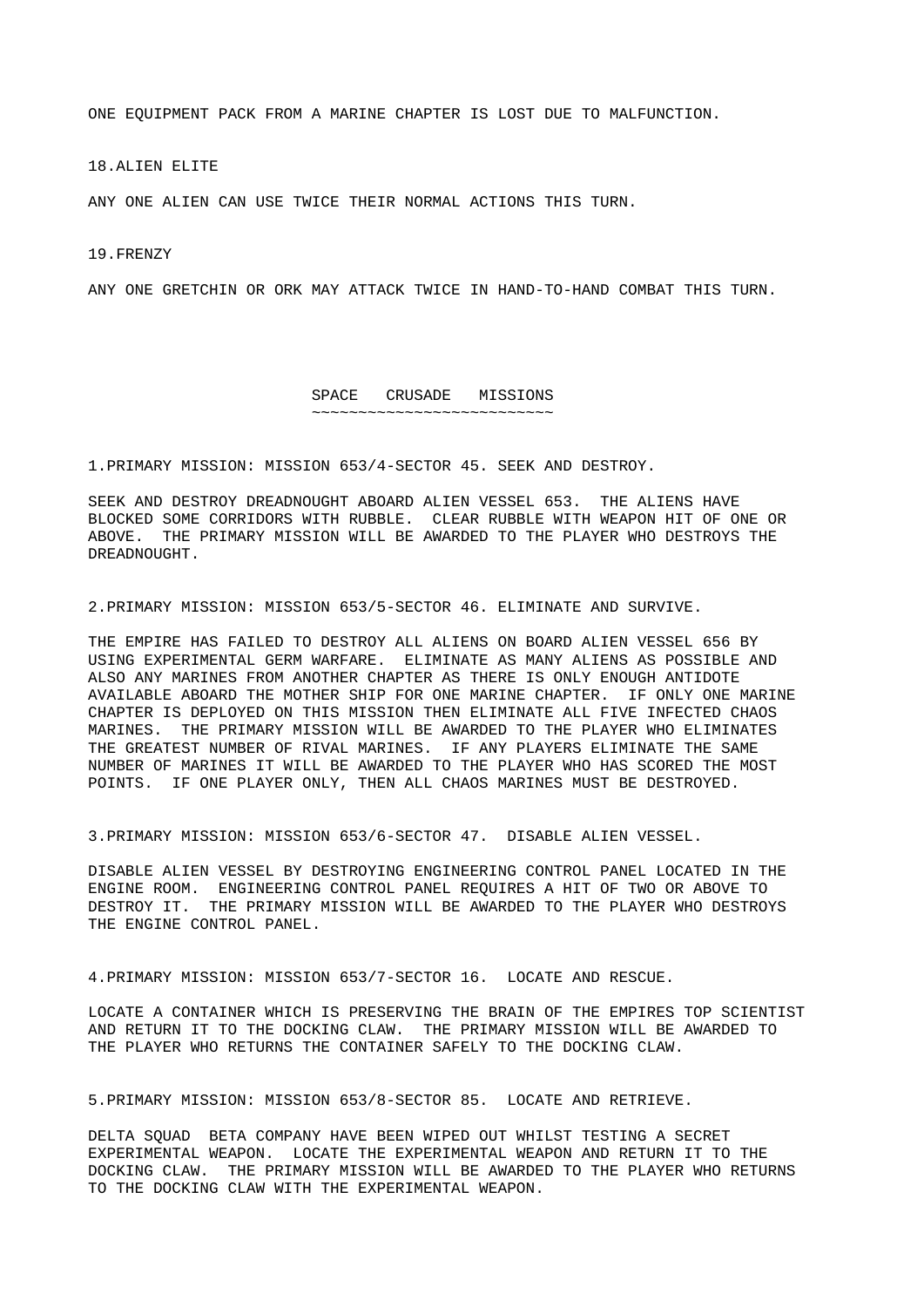ONE EQUIPMENT PACK FROM A MARINE CHAPTER IS LOST DUE TO MALFUNCTION.

18.ALIEN ELITE

ANY ONE ALIEN CAN USE TWICE THEIR NORMAL ACTIONS THIS TURN.

19.FRENZY

ANY ONE GRETCHIN OR ORK MAY ATTACK TWICE IN HAND-TO-HAND COMBAT THIS TURN.

## SPACE CRUSADE MISSIONS

1.PRIMARY MISSION: MISSION 653/4-SECTOR 45. SEEK AND DESTROY.

SEEK AND DESTROY DREADNOUGHT ABOARD ALIEN VESSEL 653. THE ALIENS HAVE BLOCKED SOME CORRIDORS WITH RUBBLE. CLEAR RUBBLE WITH WEAPON HIT OF ONE OR ABOVE. THE PRIMARY MISSION WILL BE AWARDED TO THE PLAYER WHO DESTROYS THE DREADNOUGHT.

2.PRIMARY MISSION: MISSION 653/5-SECTOR 46. ELIMINATE AND SURVIVE.

THE EMPIRE HAS FAILED TO DESTROY ALL ALIENS ON BOARD ALIEN VESSEL 656 BY USING EXPERIMENTAL GERM WARFARE. ELIMINATE AS MANY ALIENS AS POSSIBLE AND ALSO ANY MARINES FROM ANOTHER CHAPTER AS THERE IS ONLY ENOUGH ANTIDOTE AVAILABLE ABOARD THE MOTHER SHIP FOR ONE MARINE CHAPTER. IF ONLY ONE MARINE CHAPTER IS DEPLOYED ON THIS MISSION THEN ELIMINATE ALL FIVE INFECTED CHAOS MARINES. THE PRIMARY MISSION WILL BE AWARDED TO THE PLAYER WHO ELIMINATES THE GREATEST NUMBER OF RIVAL MARINES. IF ANY PLAYERS ELIMINATE THE SAME NUMBER OF MARINES IT WILL BE AWARDED TO THE PLAYER WHO HAS SCORED THE MOST POINTS. IF ONE PLAYER ONLY, THEN ALL CHAOS MARINES MUST BE DESTROYED.

3.PRIMARY MISSION: MISSION 653/6-SECTOR 47. DISABLE ALIEN VESSEL.

DISABLE ALIEN VESSEL BY DESTROYING ENGINEERING CONTROL PANEL LOCATED IN THE ENGINE ROOM. ENGINEERING CONTROL PANEL REQUIRES A HIT OF TWO OR ABOVE TO DESTROY IT. THE PRIMARY MISSION WILL BE AWARDED TO THE PLAYER WHO DESTROYS THE ENGINE CONTROL PANEL.

4.PRIMARY MISSION: MISSION 653/7-SECTOR 16. LOCATE AND RESCUE.

LOCATE A CONTAINER WHICH IS PRESERVING THE BRAIN OF THE EMPIRES TOP SCIENTIST AND RETURN IT TO THE DOCKING CLAW. THE PRIMARY MISSION WILL BE AWARDED TO THE PLAYER WHO RETURNS THE CONTAINER SAFELY TO THE DOCKING CLAW.

5.PRIMARY MISSION: MISSION 653/8-SECTOR 85. LOCATE AND RETRIEVE.

DELTA SQUAD BETA COMPANY HAVE BEEN WIPED OUT WHILST TESTING A SECRET EXPERIMENTAL WEAPON. LOCATE THE EXPERIMENTAL WEAPON AND RETURN IT TO THE DOCKING CLAW. THE PRIMARY MISSION WILL BE AWARDED TO THE PLAYER WHO RETURNS TO THE DOCKING CLAW WITH THE EXPERIMENTAL WEAPON.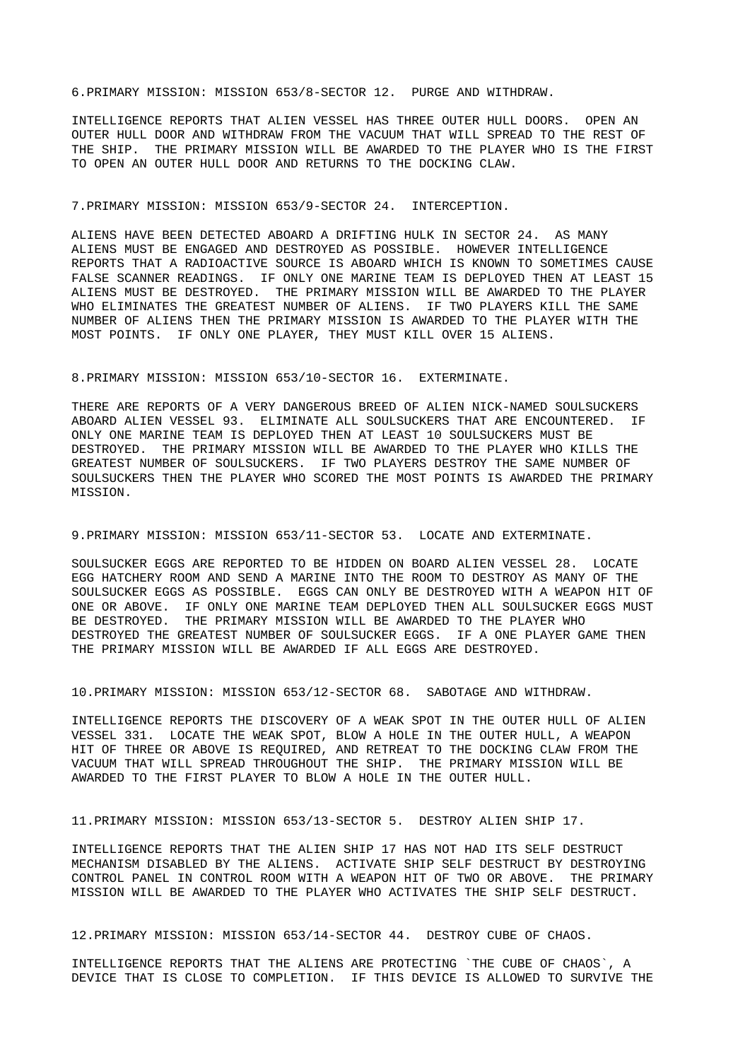6.PRIMARY MISSION: MISSION 653/8-SECTOR 12. PURGE AND WITHDRAW.

INTELLIGENCE REPORTS THAT ALIEN VESSEL HAS THREE OUTER HULL DOORS. OPEN AN OUTER HULL DOOR AND WITHDRAW FROM THE VACUUM THAT WILL SPREAD TO THE REST OF THE SHIP. THE PRIMARY MISSION WILL BE AWARDED TO THE PLAYER WHO IS THE FIRST TO OPEN AN OUTER HULL DOOR AND RETURNS TO THE DOCKING CLAW.

7.PRIMARY MISSION: MISSION 653/9-SECTOR 24. INTERCEPTION.

ALIENS HAVE BEEN DETECTED ABOARD A DRIFTING HULK IN SECTOR 24. AS MANY ALIENS MUST BE ENGAGED AND DESTROYED AS POSSIBLE. HOWEVER INTELLIGENCE REPORTS THAT A RADIOACTIVE SOURCE IS ABOARD WHICH IS KNOWN TO SOMETIMES CAUSE FALSE SCANNER READINGS. IF ONLY ONE MARINE TEAM IS DEPLOYED THEN AT LEAST 15 ALIENS MUST BE DESTROYED. THE PRIMARY MISSION WILL BE AWARDED TO THE PLAYER WHO ELIMINATES THE GREATEST NUMBER OF ALIENS. IF TWO PLAYERS KILL THE SAME NUMBER OF ALIENS THEN THE PRIMARY MISSION IS AWARDED TO THE PLAYER WITH THE MOST POINTS. IF ONLY ONE PLAYER, THEY MUST KILL OVER 15 ALIENS.

8.PRIMARY MISSION: MISSION 653/10-SECTOR 16. EXTERMINATE.

THERE ARE REPORTS OF A VERY DANGEROUS BREED OF ALIEN NICK-NAMED SOULSUCKERS ABOARD ALIEN VESSEL 93. ELIMINATE ALL SOULSUCKERS THAT ARE ENCOUNTERED. IF ONLY ONE MARINE TEAM IS DEPLOYED THEN AT LEAST 10 SOULSUCKERS MUST BE DESTROYED. THE PRIMARY MISSION WILL BE AWARDED TO THE PLAYER WHO KILLS THE GREATEST NUMBER OF SOULSUCKERS. IF TWO PLAYERS DESTROY THE SAME NUMBER OF SOULSUCKERS THEN THE PLAYER WHO SCORED THE MOST POINTS IS AWARDED THE PRIMARY MISSION.

9.PRIMARY MISSION: MISSION 653/11-SECTOR 53. LOCATE AND EXTERMINATE.

SOULSUCKER EGGS ARE REPORTED TO BE HIDDEN ON BOARD ALIEN VESSEL 28. LOCATE EGG HATCHERY ROOM AND SEND A MARINE INTO THE ROOM TO DESTROY AS MANY OF THE SOULSUCKER EGGS AS POSSIBLE. EGGS CAN ONLY BE DESTROYED WITH A WEAPON HIT OF ONE OR ABOVE. IF ONLY ONE MARINE TEAM DEPLOYED THEN ALL SOULSUCKER EGGS MUST BE DESTROYED. THE PRIMARY MISSION WILL BE AWARDED TO THE PLAYER WHO DESTROYED THE GREATEST NUMBER OF SOULSUCKER EGGS. IF A ONE PLAYER GAME THEN THE PRIMARY MISSION WILL BE AWARDED IF ALL EGGS ARE DESTROYED.

10.PRIMARY MISSION: MISSION 653/12-SECTOR 68. SABOTAGE AND WITHDRAW.

INTELLIGENCE REPORTS THE DISCOVERY OF A WEAK SPOT IN THE OUTER HULL OF ALIEN VESSEL 331. LOCATE THE WEAK SPOT, BLOW A HOLE IN THE OUTER HULL, A WEAPON HIT OF THREE OR ABOVE IS REQUIRED, AND RETREAT TO THE DOCKING CLAW FROM THE VACUUM THAT WILL SPREAD THROUGHOUT THE SHIP. THE PRIMARY MISSION WILL BE AWARDED TO THE FIRST PLAYER TO BLOW A HOLE IN THE OUTER HULL.

11.PRIMARY MISSION: MISSION 653/13-SECTOR 5. DESTROY ALIEN SHIP 17.

INTELLIGENCE REPORTS THAT THE ALIEN SHIP 17 HAS NOT HAD ITS SELF DESTRUCT MECHANISM DISABLED BY THE ALIENS. ACTIVATE SHIP SELF DESTRUCT BY DESTROYING CONTROL PANEL IN CONTROL ROOM WITH A WEAPON HIT OF TWO OR ABOVE. THE PRIMARY MISSION WILL BE AWARDED TO THE PLAYER WHO ACTIVATES THE SHIP SELF DESTRUCT.

12.PRIMARY MISSION: MISSION 653/14-SECTOR 44. DESTROY CUBE OF CHAOS.

INTELLIGENCE REPORTS THAT THE ALIENS ARE PROTECTING `THE CUBE OF CHAOS`, A DEVICE THAT IS CLOSE TO COMPLETION. IF THIS DEVICE IS ALLOWED TO SURVIVE THE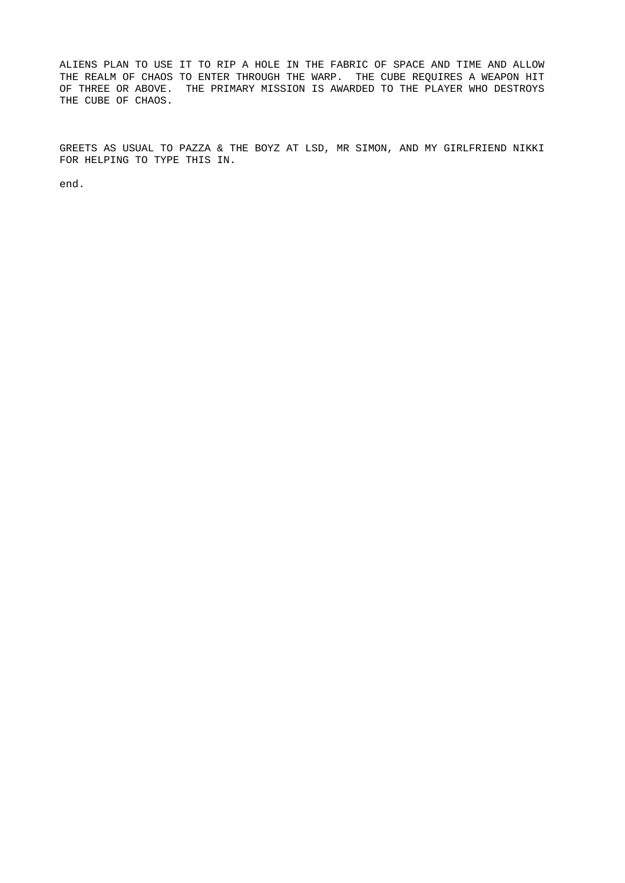ALIENS PLAN TO USE IT TO RIP A HOLE IN THE FABRIC OF SPACE AND TIME AND ALLOW THE REALM OF CHAOS TO ENTER THROUGH THE WARP. THE CUBE REQUIRES A WEAPON HIT OF THREE OR ABOVE. THE PRIMARY MISSION IS AWARDED TO THE PLAYER WHO DESTROYS THE CUBE OF CHAOS.

GREETS AS USUAL TO PAZZA & THE BOYZ AT LSD, MR SIMON, AND MY GIRLFRIEND NIKKI FOR HELPING TO TYPE THIS IN.

end.